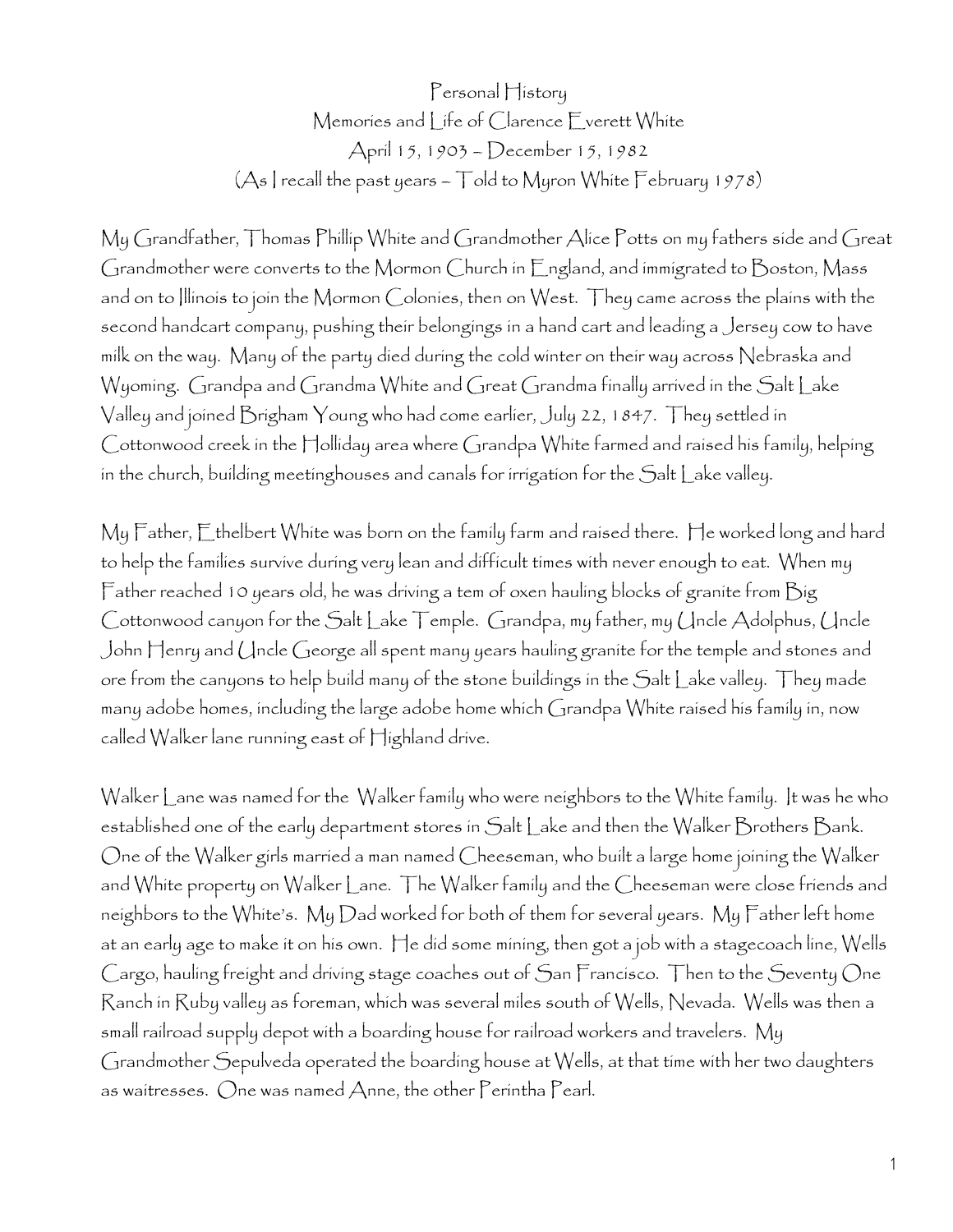# Personal History
## Memories and Life of Clarence Everett White
### April 15, 1903 – December 15, 1982
### (As I recall the past years – Told to Myron White February 1978)

My Grandfather, Thomas Phillip White and Grandmother Alice Potts on my fathers side and Great Grandmother were converts to the Mormon Church in England, and immigrated to Boston, Mass and on to Illinois to join the Mormon Colonies, then on West. They came across the plains with the second handcart company, pushing their belongings in a hand cart and leading a Jersey cow to have milk on the way. Many of the party died during the cold winter on their way across Nebraska and Wyoming. Grandpa and Grandma White and Great Grandma finally arrived in the Salt Lake Valley and joined Brigham Young who had come earlier, July 22, 1847. They settled in Cottonwood creek in the Holliday area where Grandpa White farmed and raised his family, helping in the church, building meetinghouses and canals for irrigation for the Salt Lake valley.

My Father, Ethelbert White was born on the family farm and raised there. He worked long and hard to help the families survive during very lean and difficult times with never enough to eat. When my Father reached 10 years old, he was driving a tem of oxen hauling blocks of granite from Big Cottonwood canyon for the Salt Lake Temple. Grandpa, my father, my Uncle Adolphus, Uncle John Henry and Uncle George all spent many years hauling granite for the temple and stones and ore from the canyons to help build many of the stone buildings in the Salt Lake valley. They made many adobe homes, including the large adobe home which Grandpa White raised his family in, now called Walker lane running east of Highland drive.

Walker Lane was named for the Walker family who were neighbors to the White family. It was he who established one of the early department stores in Salt Lake and then the Walker Brothers Bank. One of the Walker girls married a man named Cheeseman, who built a large home joining the Walker and White property on Walker Lane. The Walker family and the Cheeseman were close friends and neighbors to the White's. My Dad worked for both of them for several years. My Father left home at an early age to make it on his own. He did some mining, then got a job with a stagecoach line, Wells Cargo, hauling freight and driving stage coaches out of San Francisco. Then to the Seventy One Ranch in Ruby valley as foreman, which was several miles south of Wells, Nevada. Wells was then a small railroad supply depot with a boarding house for railroad workers and travelers. My Grandmother Sepulveda operated the boarding house at Wells, at that time with her two daughters as waitresses. One was named Anne, the other Perintha Pearl.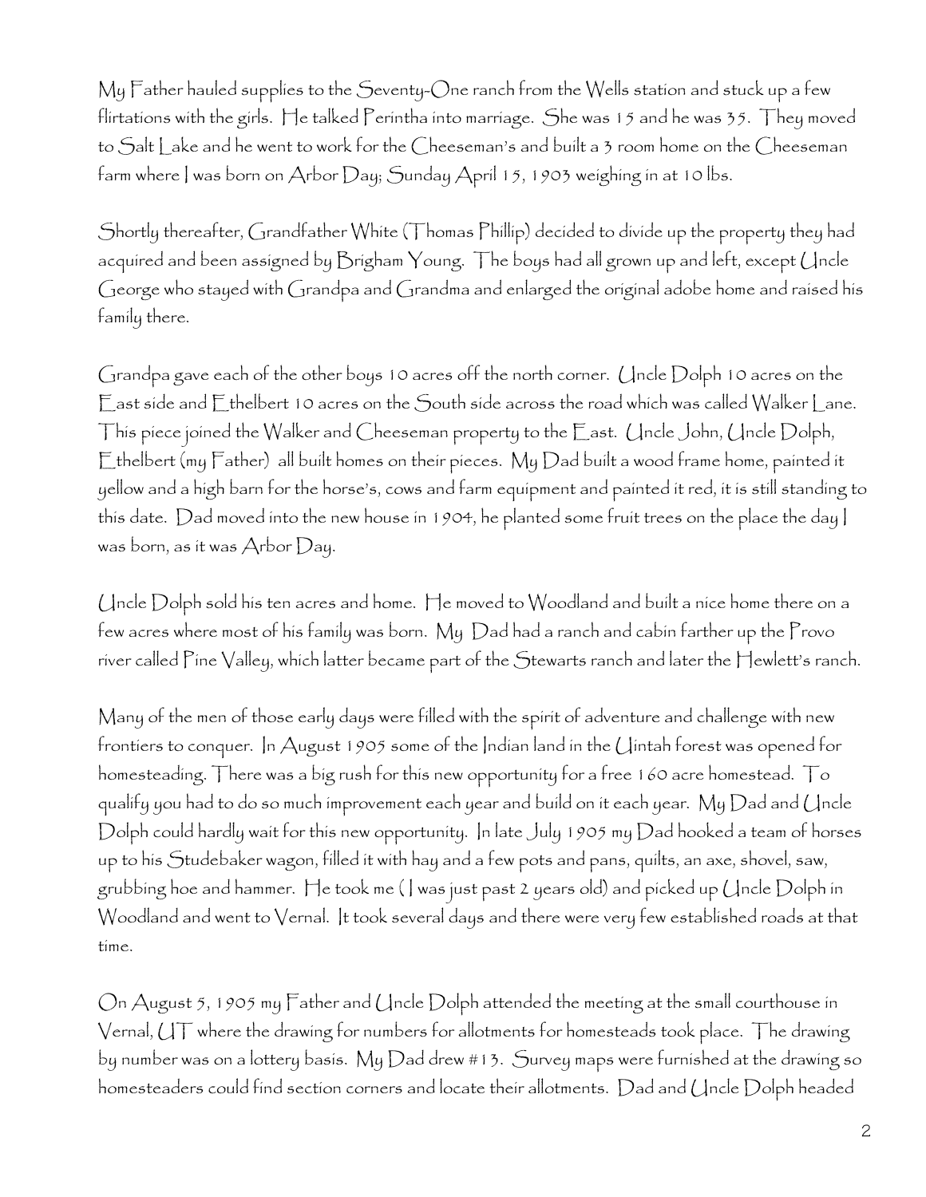My Father hauled supplies to the Seventy-One ranch from the Wells station and stuck up a few flirtations with the girls. He talked Perintha into marriage. She was 15 and he was 35. They moved to Salt Lake and he went to work for the Cheeseman's and built a 3 room home on the Cheeseman farm where I was born on Arbor Day; Sunday April 15, 1903 weighing in at 10 lbs.

Shortly thereafter, Grandfather White (Thomas Phillip) decided to divide up the property they had acquired and been assigned by Brigham Young. The boys had all grown up and left, except Uncle George who stayed with Grandpa and Grandma and enlarged the original adobe home and raised his family there.

Grandpa gave each of the other boys 10 acres off the north corner. Uncle Dolph 10 acres on the East side and Ethelbert 10 acres on the South side across the road which was called Walker Lane. This piece joined the Walker and Cheeseman property to the East. Uncle John, Uncle Dolph, Ethelbert (my Father) all built homes on their pieces. My Dad built a wood frame home, painted it yellow and a high barn for the horse's, cows and farm equipment and painted it red, it is still standing to this date. Dad moved into the new house in 1904, he planted some fruit trees on the place the day I was born, as it was Arbor Day.

Uncle Dolph sold his ten acres and home. He moved to Woodland and built a nice home there on a few acres where most of his family was born. My Dad had a ranch and cabin farther up the Provo river called Pine Valley, which latter became part of the Stewarts ranch and later the Hewlett's ranch.

Many of the men of those early days were filled with the spirit of adventure and challenge with new frontiers to conquer. In August 1905 some of the Indian land in the Uintah forest was opened for homesteading. There was a big rush for this new opportunity for a free 160 acre homestead. To qualify you had to do so much improvement each year and build on it each year. My Dad and Uncle Dolph could hardly wait for this new opportunity. In late July 1905 my Dad hooked a team of horses up to his Studebaker wagon, filled it with hay and a few pots and pans, quilts, an axe, shovel, saw, grubbing hoe and hammer. He took me (I was just past 2 years old) and picked up Uncle Dolph in Woodland and went to Vernal. It took several days and there were very few established roads at that time.

On August 5, 1905 my Father and Uncle Dolph attended the meeting at the small courthouse in Vernal, UT where the drawing for numbers for allotments for homesteads took place. The drawing by number was on a lottery basis. My Dad drew #13. Survey maps were furnished at the drawing so homesteaders could find section corners and locate their allotments. Dad and Uncle Dolph headed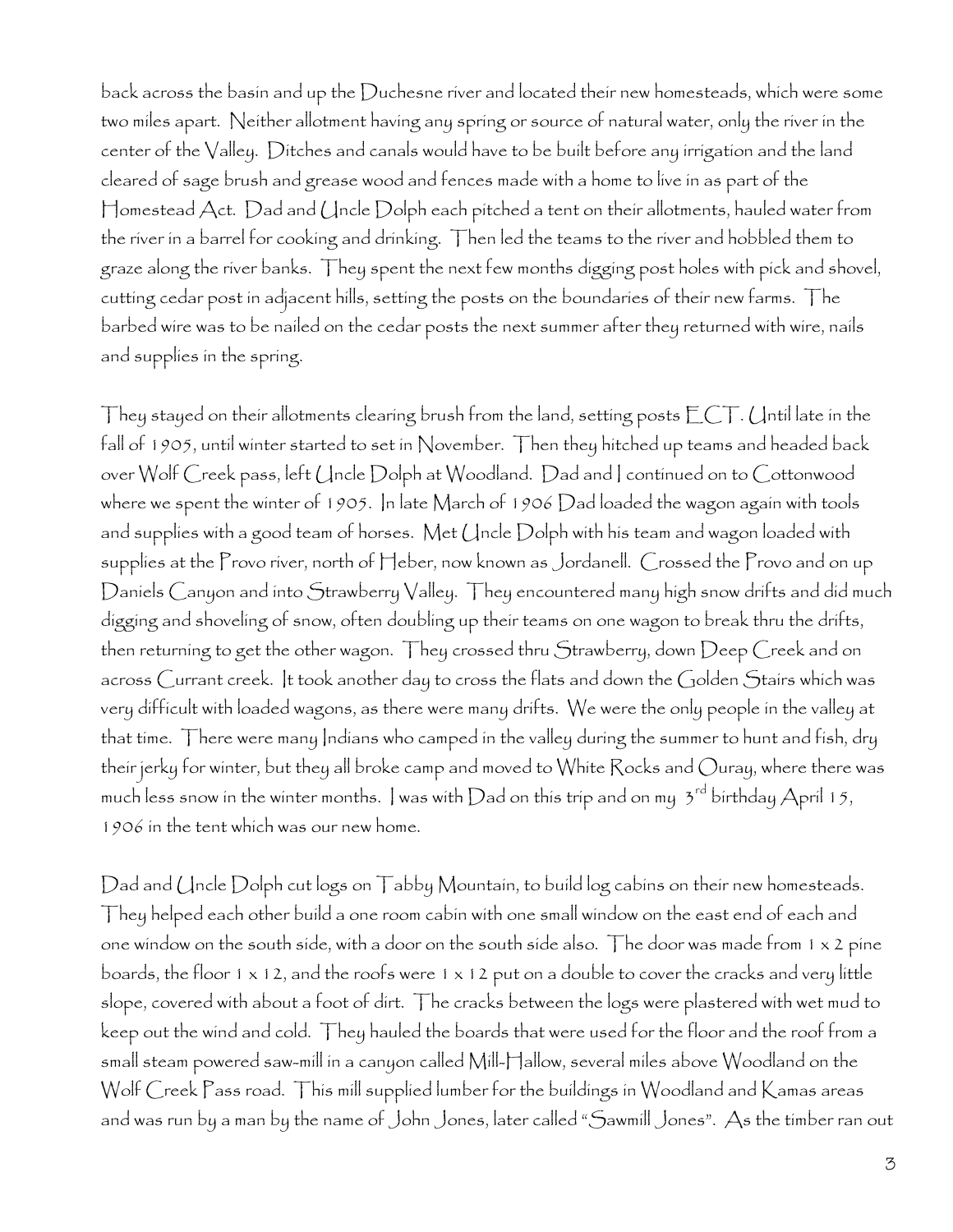back across the basin and up the Duchesne river and located their new homesteads, which were some two miles apart. Neither allotment having any spring or source of natural water, only the river in the center of the Valley. Ditches and canals would have to be built before any irrigation and the land cleared of sage brush and grease wood and fences made with a home to live in as part of the Homestead Act. Dad and Uncle Dolph each pitched a tent on their allotments, hauled water from the river in a barrel for cooking and drinking. Then led the teams to the river and hobbled them to graze along the river banks. They spent the next few months digging post holes with pick and shovel, cutting cedar post in adjacent hills, setting the posts on the boundaries of their new farms. The barbed wire was to be nailed on the cedar posts the next summer after they returned with wire, nails and supplies in the spring.

They stayed on their allotments clearing brush from the land, setting posts ECT. Until late in the fall of 1905, until winter started to set in November. Then they hitched up teams and headed back over Wolf Creek pass, left Uncle Dolph at Woodland. Dad and I continued on to Cottonwood where we spent the winter of 1905. In late March of 1906 Dad loaded the wagon again with tools and supplies with a good team of horses. Met Uncle Dolph with his team and wagon loaded with supplies at the Provo river, north of Heber, now known as Jordanell. Crossed the Provo and on up Daniels Canyon and into Strawberry Valley. They encountered many high snow drifts and did much digging and shoveling of snow, often doubling up their teams on one wagon to break thru the drifts, then returning to get the other wagon. They crossed thru Strawberry, down Deep Creek and on across Currant creek. It took another day to cross the flats and down the Golden Stairs which was very difficult with loaded wagons, as there were many drifts. We were the only people in the valley at that time. There were many Indians who camped in the valley during the summer to hunt and fish, dry their jerky for winter, but they all broke camp and moved to White Rocks and Ouray, where there was much less snow in the winter months. I was with Dad on this trip and on my 3rd birthday April 15, 1906 in the tent which was our new home.

Dad and Uncle Dolph cut logs on Tabby Mountain, to build log cabins on their new homesteads. They helped each other build a one room cabin with one small window on the east end of each and one window on the south side, with a door on the south side also. The door was made from 1 x 2 pine boards, the floor 1 x 12, and the roofs were 1 x 12 put on a double to cover the cracks and very little slope, covered with about a foot of dirt. The cracks between the logs were plastered with wet mud to keep out the wind and cold. They hauled the boards that were used for the floor and the roof from a small steam powered saw-mill in a canyon called Mill-Hallow, several miles above Woodland on the Wolf Creek Pass road. This mill supplied lumber for the buildings in Woodland and Kamas areas and was run by a man by the name of John Jones, later called "Sawmill Jones". As the timber ran out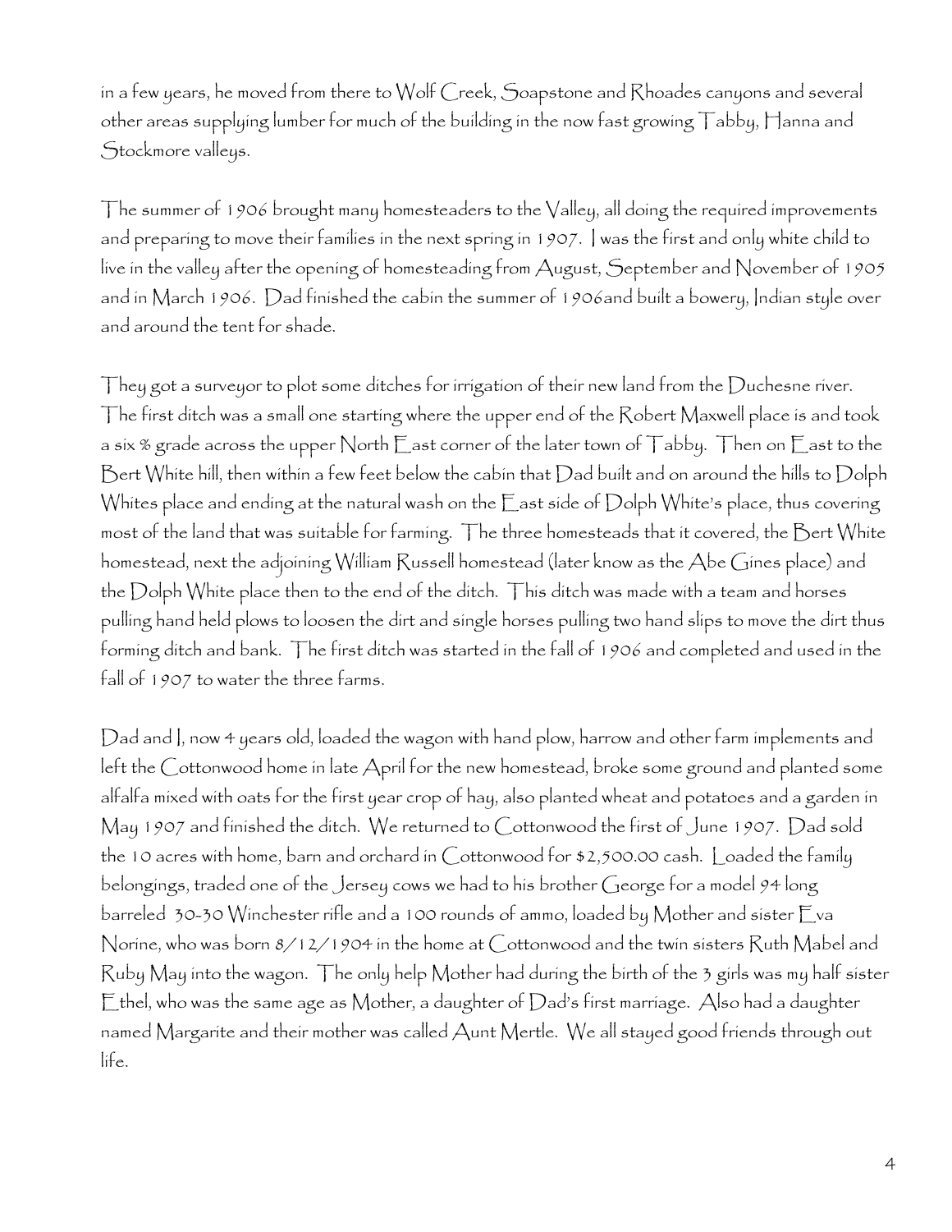in a few years, he moved from there to Wolf Creek, Soapstone and Rhoades canyons and several other areas supplying lumber for much of the building in the now fast growing Tabby, Hanna and Stockmore valleys.

The summer of 1906 brought many homesteaders to the Valley, all doing the required improvements and preparing to move their families in the next spring in 1907. I was the first and only white child to live in the valley after the opening of homesteading from August, September and November of 1905 and in March 1906. Dad finished the cabin the summer of 1906and built a bowery, Indian style over and around the tent for shade.

They got a surveyor to plot some ditches for irrigation of their new land from the Duchesne river. The first ditch was a small one starting where the upper end of the Robert Maxwell place is and took a six % grade across the upper North East corner of the later town of Tabby. Then on East to the Bert White hill, then within a few feet below the cabin that Dad built and on around the hills to Dolph Whites place and ending at the natural wash on the East side of Dolph White's place, thus covering most of the land that was suitable for farming. The three homesteads that it covered, the Bert White homestead, next the adjoining William Russell homestead (later know as the Abe Gines place) and the Dolph White place then to the end of the ditch. This ditch was made with a team and horses pulling hand held plows to loosen the dirt and single horses pulling two hand slips to move the dirt thus forming ditch and bank. The first ditch was started in the fall of 1906 and completed and used in the fall of 1907 to water the three farms.

Dad and I, now 4 years old, loaded the wagon with hand plow, harrow and other farm implements and left the Cottonwood home in late April for the new homestead, broke some ground and planted some alfalfa mixed with oats for the first year crop of hay, also planted wheat and potatoes and a garden in May 1907 and finished the ditch. We returned to Cottonwood the first of June 1907. Dad sold the 10 acres with home, barn and orchard in Cottonwood for $2,500.00 cash. Loaded the family belongings, traded one of the Jersey cows we had to his brother George for a model 94 long barreled 30-30 Winchester rifle and a 100 rounds of ammo, loaded by Mother and sister Eva Norine, who was born 8/12/1904 in the home at Cottonwood and the twin sisters Ruth Mabel and Ruby May into the wagon. The only help Mother had during the birth of the 3 girls was my half sister Ethel, who was the same age as Mother, a daughter of Dad's first marriage. Also had a daughter named Margarite and their mother was called Aunt Mertle. We all stayed good friends through out life.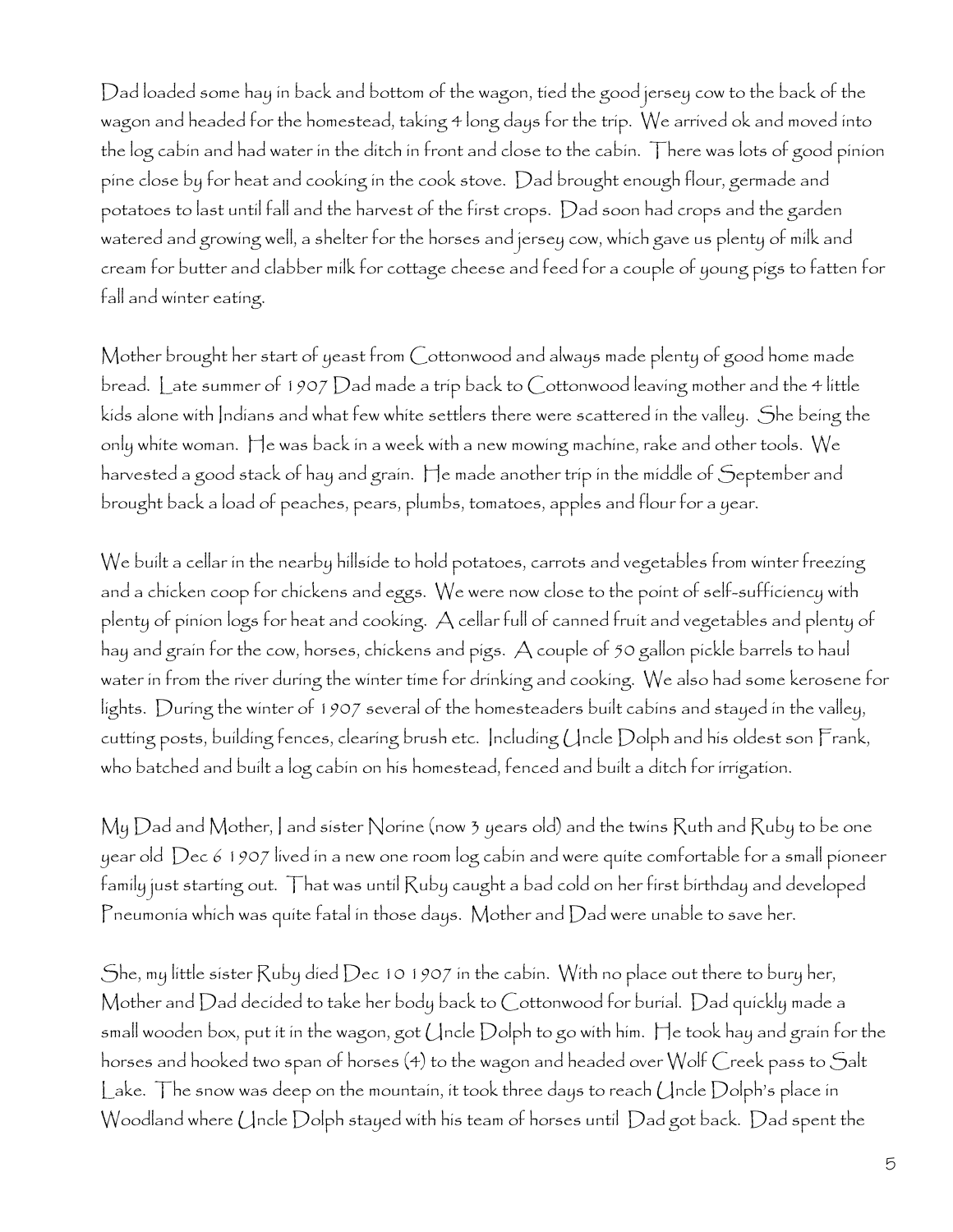Dad loaded some hay in back and bottom of the wagon, tied the good jersey cow to the back of the wagon and headed for the homestead, taking 4 long days for the trip. We arrived ok and moved into the log cabin and had water in the ditch in front and close to the cabin. There was lots of good pinion pine close by for heat and cooking in the cook stove. Dad brought enough flour, germade and potatoes to last until fall and the harvest of the first crops. Dad soon had crops and the garden watered and growing well, a shelter for the horses and jersey cow, which gave us plenty of milk and cream for butter and clabber milk for cottage cheese and feed for a couple of young pigs to fatten for fall and winter eating.

Mother brought her start of yeast from Cottonwood and always made plenty of good home made bread. Late summer of 1907 Dad made a trip back to Cottonwood leaving mother and the 4 little kids alone with Indians and what few white settlers there were scattered in the valley. She being the only white woman. He was back in a week with a new mowing machine, rake and other tools. We harvested a good stack of hay and grain. He made another trip in the middle of September and brought back a load of peaches, pears, plumbs, tomatoes, apples and flour for a year.

We built a cellar in the nearby hillside to hold potatoes, carrots and vegetables from winter freezing and a chicken coop for chickens and eggs. We were now close to the point of self-sufficiency with plenty of pinion logs for heat and cooking. A cellar full of canned fruit and vegetables and plenty of hay and grain for the cow, horses, chickens and pigs. A couple of 50 gallon pickle barrels to haul water in from the river during the winter time for drinking and cooking. We also had some kerosene for lights. During the winter of 1907 several of the homesteaders built cabins and stayed in the valley, cutting posts, building fences, clearing brush etc. Including Uncle Dolph and his oldest son Frank, who batched and built a log cabin on his homestead, fenced and built a ditch for irrigation.

My Dad and Mother, I and sister Norine (now 3 years old) and the twins Ruth and Ruby to be one year old Dec 6 1907 lived in a new one room log cabin and were quite comfortable for a small pioneer family just starting out. That was until Ruby caught a bad cold on her first birthday and developed Pneumonia which was quite fatal in those days. Mother and Dad were unable to save her.

She, my little sister Ruby died Dec 10 1907 in the cabin. With no place out there to bury her, Mother and Dad decided to take her body back to Cottonwood for burial. Dad quickly made a small wooden box, put it in the wagon, got Uncle Dolph to go with him. He took hay and grain for the horses and hooked two span of horses (4) to the wagon and headed over Wolf Creek pass to Salt Lake. The snow was deep on the mountain, it took three days to reach Uncle Dolph's place in Woodland where Uncle Dolph stayed with his team of horses until Dad got back. Dad spent the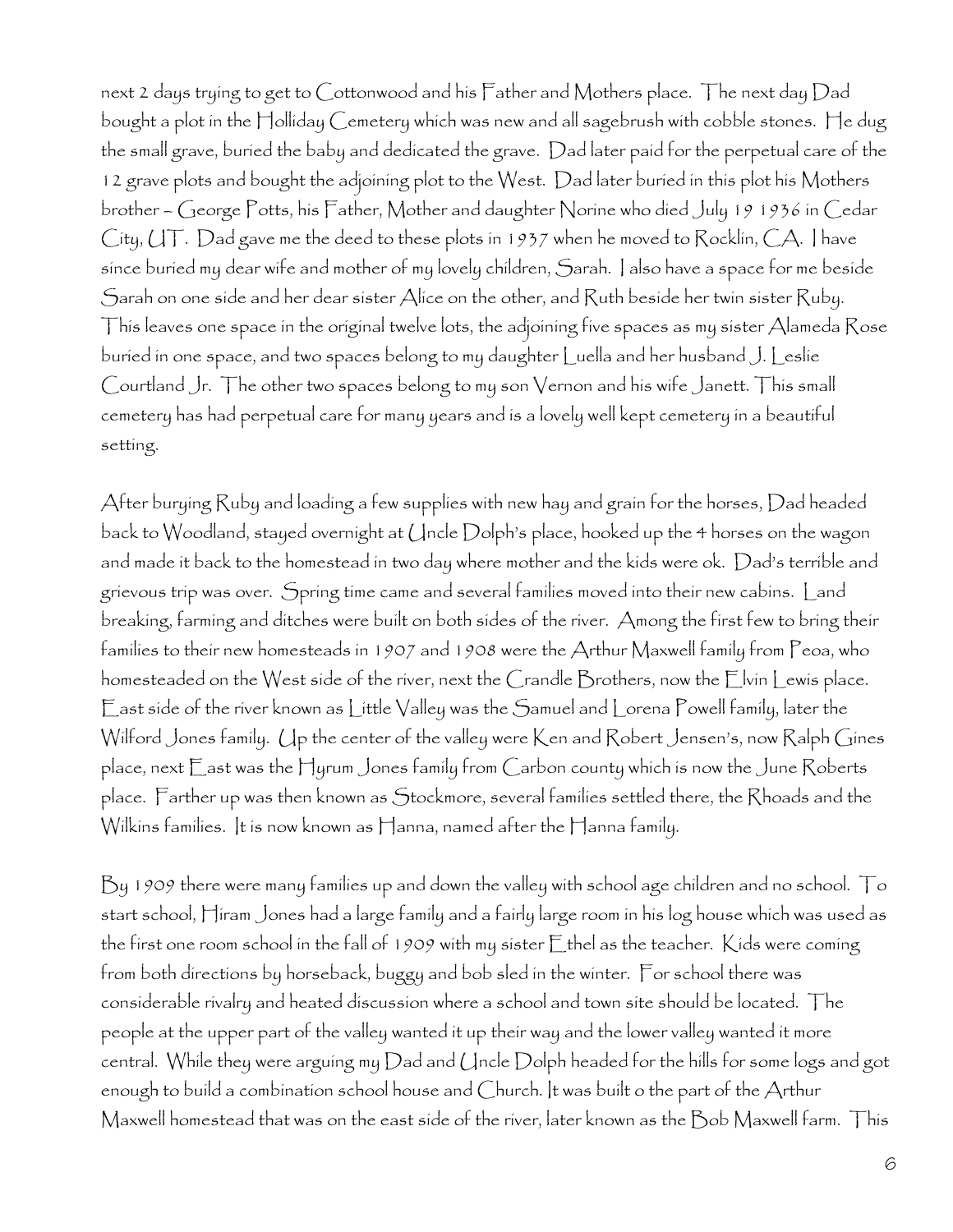next 2 days trying to get to Cottonwood and his Father and Mothers place. The next day Dad bought a plot in the Holliday Cemetery which was new and all sagebrush with cobble stones. He dug the small grave, buried the baby and dedicated the grave. Dad later paid for the perpetual care of the 12 grave plots and bought the adjoining plot to the West. Dad later buried in this plot his Mothers brother – George Potts, his Father, Mother and daughter Norine who died July 19 1936 in Cedar City, UT. Dad gave me the deed to these plots in 1937 when he moved to Rocklin, CA. I have since buried my dear wife and mother of my lovely children, Sarah. I also have a space for me beside Sarah on one side and her dear sister Alice on the other, and Ruth beside her twin sister Ruby. This leaves one space in the original twelve lots, the adjoining five spaces as my sister Alameda Rose buried in one space, and two spaces belong to my daughter Luella and her husband J. Leslie Courtland Jr. The other two spaces belong to my son Vernon and his wife Janett. This small cemetery has had perpetual care for many years and is a lovely well kept cemetery in a beautiful setting.

After burying Ruby and loading a few supplies with new hay and grain for the horses, Dad headed back to Woodland, stayed overnight at Uncle Dolph's place, hooked up the 4 horses on the wagon and made it back to the homestead in two day where mother and the kids were ok. Dad's terrible and grievous trip was over. Spring time came and several families moved into their new cabins. Land breaking, farming and ditches were built on both sides of the river. Among the first few to bring their families to their new homesteads in 1907 and 1908 were the Arthur Maxwell family from Peoa, who homesteaded on the West side of the river, next the Crandle Brothers, now the Elvin Lewis place. East side of the river known as Little Valley was the Samuel and Lorena Powell family, later the Wilford Jones family. Up the center of the valley were Ken and Robert Jensen's, now Ralph Gines place, next East was the Hyrum Jones family from Carbon county which is now the June Roberts place. Farther up was then known as Stockmore, several families settled there, the Rhoads and the Wilkins families. It is now known as Hanna, named after the Hanna family.

By 1909 there were many families up and down the valley with school age children and no school. To start school, Hiram Jones had a large family and a fairly large room in his log house which was used as the first one room school in the fall of 1909 with my sister Ethel as the teacher. Kids were coming from both directions by horseback, buggy and bob sled in the winter. For school there was considerable rivalry and heated discussion where a school and town site should be located. The people at the upper part of the valley wanted it up their way and the lower valley wanted it more central. While they were arguing my Dad and Uncle Dolph headed for the hills for some logs and got enough to build a combination school house and Church. It was built o the part of the Arthur Maxwell homestead that was on the east side of the river, later known as the Bob Maxwell farm. This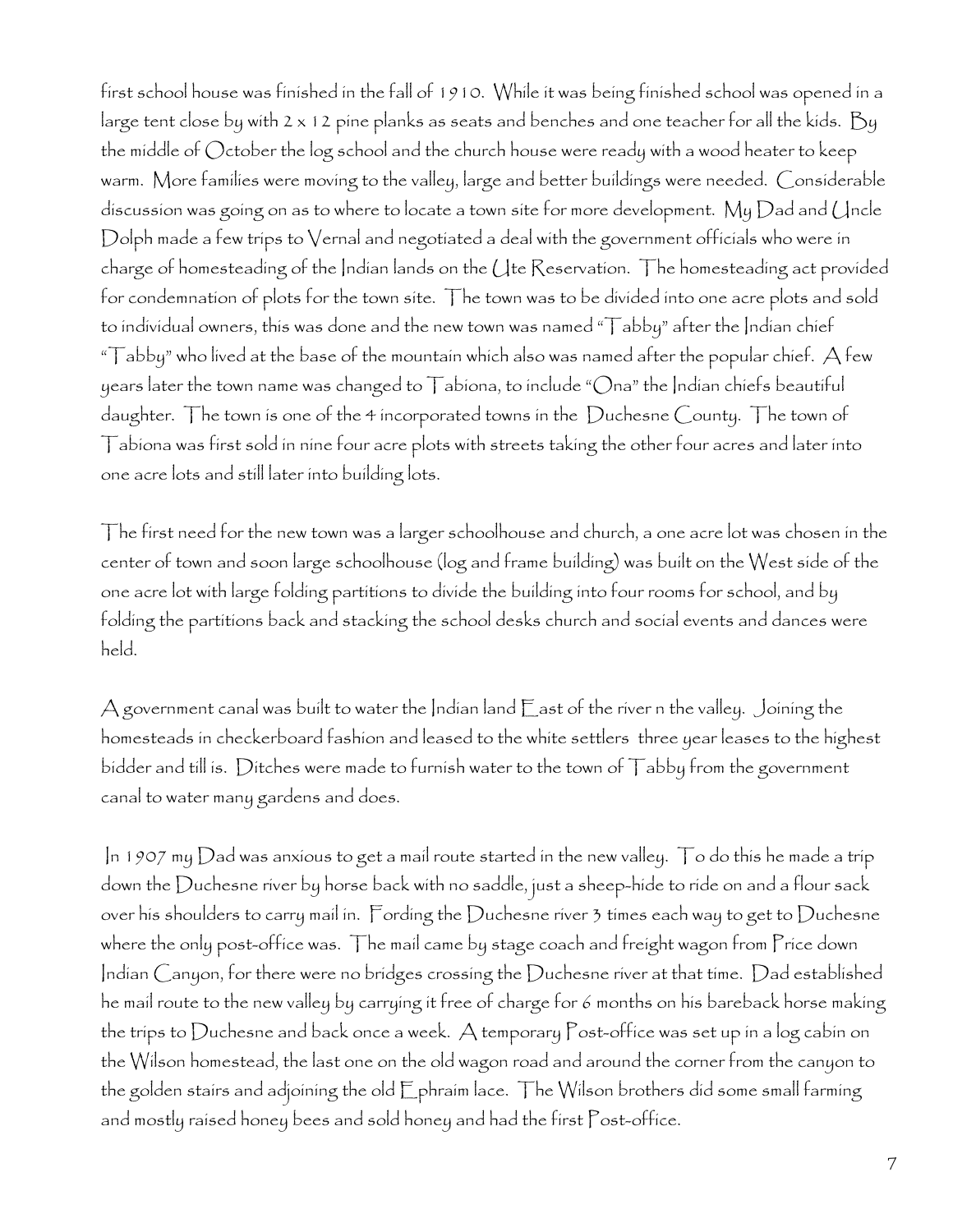first school house was finished in the fall of 1910. While it was being finished school was opened in a large tent close by with 2 x 12 pine planks as seats and benches and one teacher for all the kids. By the middle of October the log school and the church house were ready with a wood heater to keep warm. More families were moving to the valley, large and better buildings were needed. Considerable discussion was going on as to where to locate a town site for more development. My Dad and Uncle Dolph made a few trips to Vernal and negotiated a deal with the government officials who were in charge of homesteading of the Indian lands on the Ute Reservation. The homesteading act provided for condemnation of plots for the town site. The town was to be divided into one acre plots and sold to individual owners, this was done and the new town was named "Tabby" after the Indian chief "Tabby" who lived at the base of the mountain which also was named after the popular chief. A few years later the town name was changed to Tabiona, to include "Ona" the Indian chiefs beautiful daughter. The town is one of the 4 incorporated towns in the Duchesne County. The town of Tabiona was first sold in nine four acre plots with streets taking the other four acres and later into one acre lots and still later into building lots.

The first need for the new town was a larger schoolhouse and church, a one acre lot was chosen in the center of town and soon large schoolhouse (log and frame building) was built on the West side of the one acre lot with large folding partitions to divide the building into four rooms for school, and by folding the partitions back and stacking the school desks church and social events and dances were held.

A government canal was built to water the Indian land East of the river n the valley. Joining the homesteads in checkerboard fashion and leased to the white settlers three year leases to the highest bidder and till is. Ditches were made to furnish water to the town of Tabby from the government canal to water many gardens and does.

In 1907 my Dad was anxious to get a mail route started in the new valley. To do this he made a trip down the Duchesne river by horse back with no saddle, just a sheep-hide to ride on and a flour sack over his shoulders to carry mail in. Fording the Duchesne river 3 times each way to get to Duchesne where the only post-office was. The mail came by stage coach and freight wagon from Price down Indian Canyon, for there were no bridges crossing the Duchesne river at that time. Dad established he mail route to the new valley by carrying it free of charge for 6 months on his bareback horse making the trips to Duchesne and back once a week. A temporary Post-office was set up in a log cabin on the Wilson homestead, the last one on the old wagon road and around the corner from the canyon to the golden stairs and adjoining the old Ephraim lace. The Wilson brothers did some small farming and mostly raised honey bees and sold honey and had the first Post-office.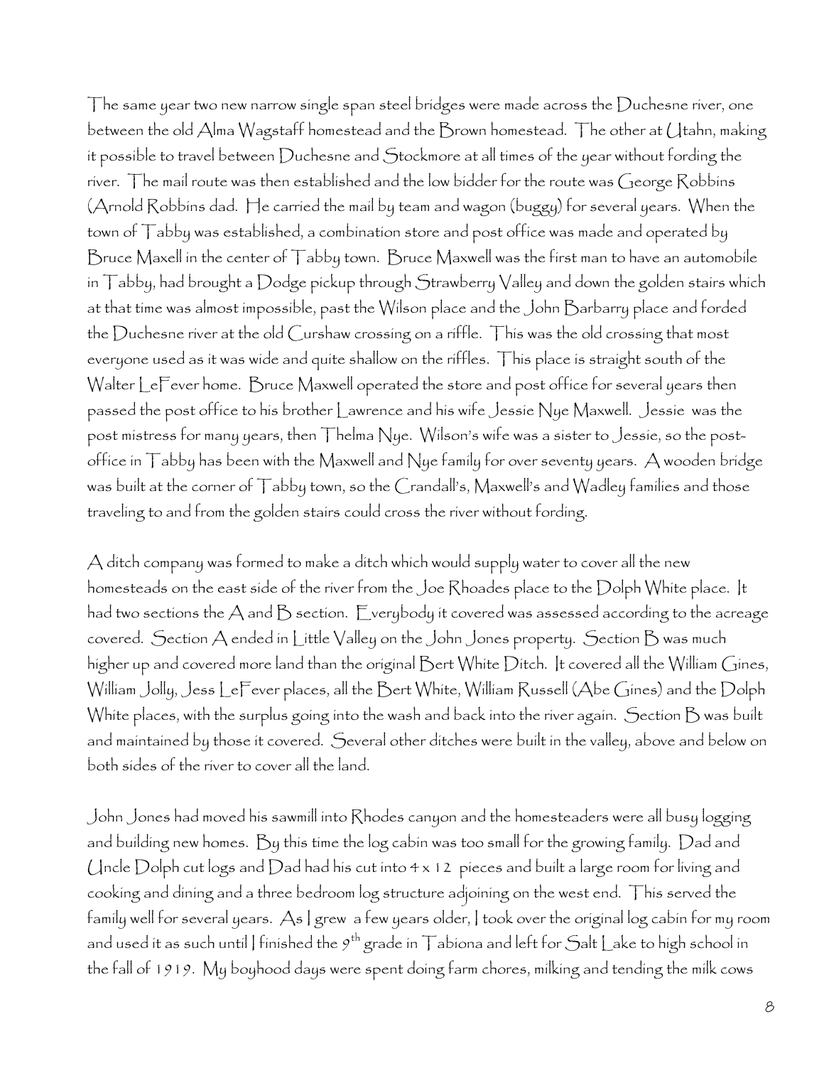The same year two new narrow single span steel bridges were made across the Duchesne river, one between the old Alma Wagstaff homestead and the Brown homestead. The other at Utahn, making it possible to travel between Duchesne and Stockmore at all times of the year without fording the river. The mail route was then established and the low bidder for the route was George Robbins (Arnold Robbins dad. He carried the mail by team and wagon (buggy) for several years. When the town of Tabby was established, a combination store and post office was made and operated by Bruce Maxell in the center of Tabby town. Bruce Maxwell was the first man to have an automobile in Tabby, had brought a Dodge pickup through Strawberry Valley and down the golden stairs which at that time was almost impossible, past the Wilson place and the John Barbarry place and forded the Duchesne river at the old Curshaw crossing on a riffle. This was the old crossing that most everyone used as it was wide and quite shallow on the riffles. This place is straight south of the Walter LeFever home. Bruce Maxwell operated the store and post office for several years then passed the post office to his brother Lawrence and his wife Jessie Nye Maxwell. Jessie was the post mistress for many years, then Thelma Nye. Wilson's wife was a sister to Jessie, so the post-office in Tabby has been with the Maxwell and Nye family for over seventy years. A wooden bridge was built at the corner of Tabby town, so the Crandall's, Maxwell's and Wadley families and those traveling to and from the golden stairs could cross the river without fording.

A ditch company was formed to make a ditch which would supply water to cover all the new homesteads on the east side of the river from the Joe Rhoades place to the Dolph White place. It had two sections the A and B section. Everybody it covered was assessed according to the acreage covered. Section A ended in Little Valley on the John Jones property. Section B was much higher up and covered more land than the original Bert White Ditch. It covered all the William Gines, William Jolly, Jess LeFever places, all the Bert White, William Russell (Abe Gines) and the Dolph White places, with the surplus going into the wash and back into the river again. Section B was built and maintained by those it covered. Several other ditches were built in the valley, above and below on both sides of the river to cover all the land.

John Jones had moved his sawmill into Rhodes canyon and the homesteaders were all busy logging and building new homes. By this time the log cabin was too small for the growing family. Dad and Uncle Dolph cut logs and Dad had his cut into 4 x 12 pieces and built a large room for living and cooking and dining and a three bedroom log structure adjoining on the west end. This served the family well for several years. As I grew a few years older, I took over the original log cabin for my room and used it as such until I finished the 9th grade in Tabiona and left for Salt Lake to high school in the fall of 1919. My boyhood days were spent doing farm chores, milking and tending the milk cows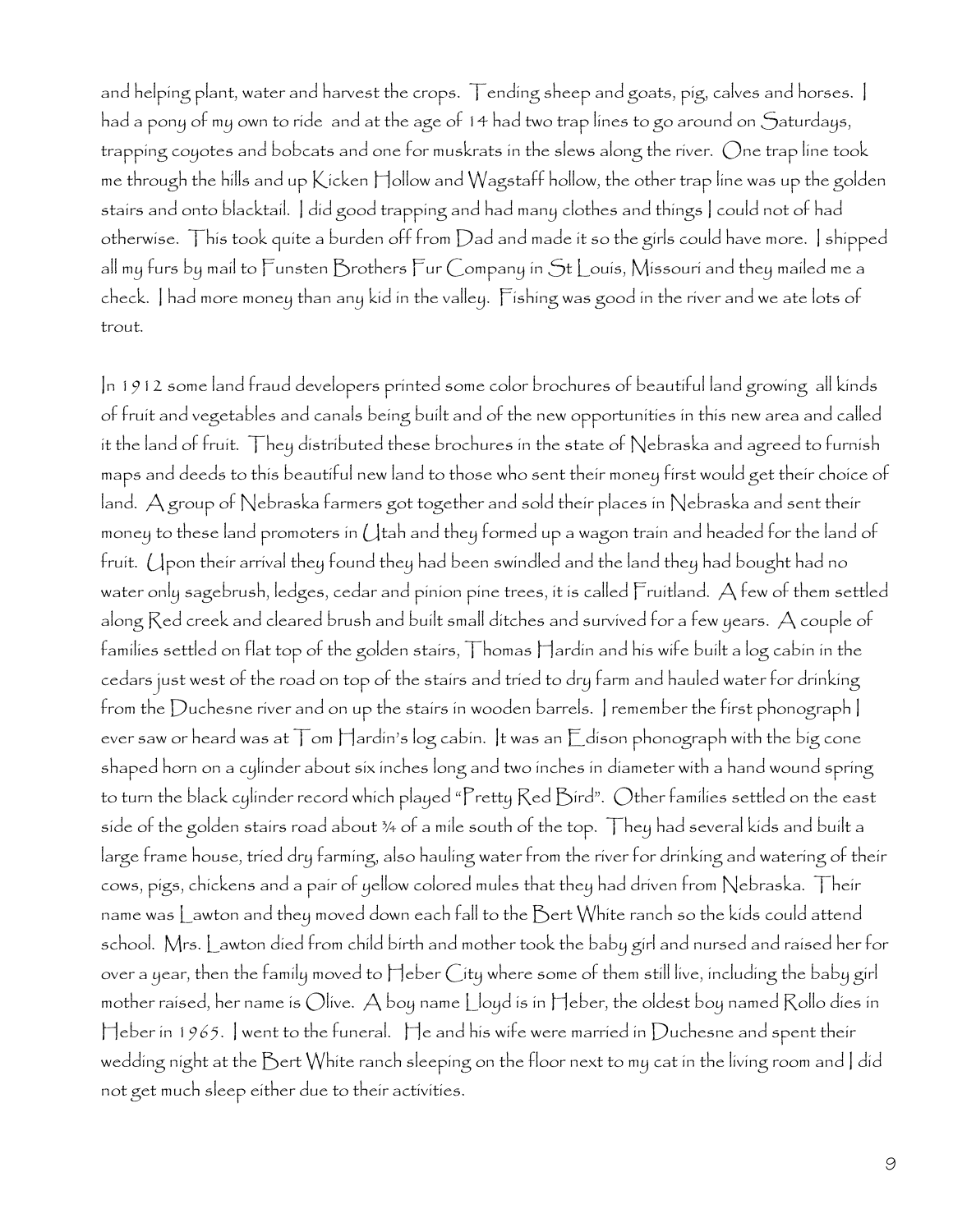and helping plant, water and harvest the crops. Tending sheep and goats, pig, calves and horses. I had a pony of my own to ride and at the age of 14 had two trap lines to go around on Saturdays, trapping coyotes and bobcats and one for muskrats in the slews along the river. One trap line took me through the hills and up Kicken Hollow and Wagstaff hollow, the other trap line was up the golden stairs and onto blacktail. I did good trapping and had many clothes and things I could not of had otherwise. This took quite a burden off from Dad and made it so the girls could have more. I shipped all my furs by mail to Funsten Brothers Fur Company in St Louis, Missouri and they mailed me a check. I had more money than any kid in the valley. Fishing was good in the river and we ate lots of trout.

In 1912 some land fraud developers printed some color brochures of beautiful land growing all kinds of fruit and vegetables and canals being built and of the new opportunities in this new area and called it the land of fruit. They distributed these brochures in the state of Nebraska and agreed to furnish maps and deeds to this beautiful new land to those who sent their money first would get their choice of land. A group of Nebraska farmers got together and sold their places in Nebraska and sent their money to these land promoters in Utah and they formed up a wagon train and headed for the land of fruit. Upon their arrival they found they had been swindled and the land they had bought had no water only sagebrush, ledges, cedar and pinion pine trees, it is called Fruitland. A few of them settled along Red creek and cleared brush and built small ditches and survived for a few years. A couple of families settled on flat top of the golden stairs, Thomas Hardin and his wife built a log cabin in the cedars just west of the road on top of the stairs and tried to dry farm and hauled water for drinking from the Duchesne river and on up the stairs in wooden barrels. I remember the first phonograph I ever saw or heard was at Tom Hardin's log cabin. It was an Edison phonograph with the big cone shaped horn on a cylinder about six inches long and two inches in diameter with a hand wound spring to turn the black cylinder record which played "Pretty Red Bird". Other families settled on the east side of the golden stairs road about ¾ of a mile south of the top. They had several kids and built a large frame house, tried dry farming, also hauling water from the river for drinking and watering of their cows, pigs, chickens and a pair of yellow colored mules that they had driven from Nebraska. Their name was Lawton and they moved down each fall to the Bert White ranch so the kids could attend school. Mrs. Lawton died from child birth and mother took the baby girl and nursed and raised her for over a year, then the family moved to Heber City where some of them still live, including the baby girl mother raised, her name is Olive. A boy name Lloyd is in Heber, the oldest boy named Rollo dies in Heber in 1965. I went to the funeral. He and his wife were married in Duchesne and spent their wedding night at the Bert White ranch sleeping on the floor next to my cat in the living room and I did not get much sleep either due to their activities.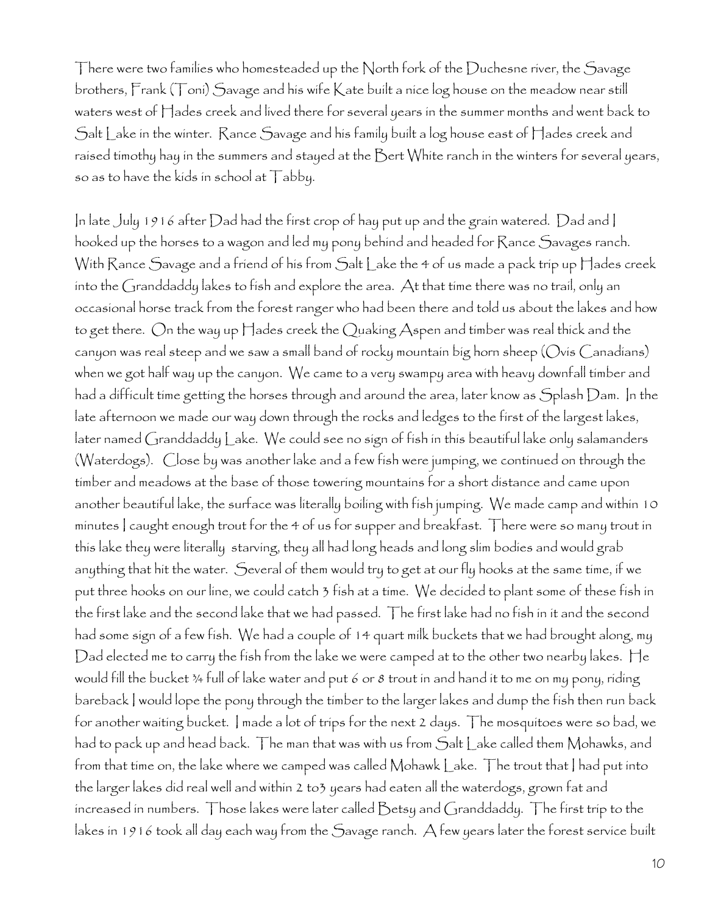There were two families who homesteaded up the North fork of the Duchesne river, the Savage brothers, Frank (Toni) Savage and his wife Kate built a nice log house on the meadow near still waters west of Hades creek and lived there for several years in the summer months and went back to Salt Lake in the winter. Rance Savage and his family built a log house east of Hades creek and raised timothy hay in the summers and stayed at the Bert White ranch in the winters for several years, so as to have the kids in school at Tabby.

In late July 1916 after Dad had the first crop of hay put up and the grain watered. Dad and I hooked up the horses to a wagon and led my pony behind and headed for Rance Savages ranch. With Rance Savage and a friend of his from Salt Lake the 4 of us made a pack trip up Hades creek into the Granddaddy lakes to fish and explore the area. At that time there was no trail, only an occasional horse track from the forest ranger who had been there and told us about the lakes and how to get there. On the way up Hades creek the Quaking Aspen and timber was real thick and the canyon was real steep and we saw a small band of rocky mountain big horn sheep (Ovis Canadians) when we got half way up the canyon. We came to a very swampy area with heavy downfall timber and had a difficult time getting the horses through and around the area, later know as Splash Dam. In the late afternoon we made our way down through the rocks and ledges to the first of the largest lakes, later named Granddaddy Lake. We could see no sign of fish in this beautiful lake only salamanders (Waterdogs). Close by was another lake and a few fish were jumping, we continued on through the timber and meadows at the base of those towering mountains for a short distance and came upon another beautiful lake, the surface was literally boiling with fish jumping. We made camp and within 10 minutes I caught enough trout for the 4 of us for supper and breakfast. There were so many trout in this lake they were literally starving, they all had long heads and long slim bodies and would grab anything that hit the water. Several of them would try to get at our fly hooks at the same time, if we put three hooks on our line, we could catch 3 fish at a time. We decided to plant some of these fish in the first lake and the second lake that we had passed. The first lake had no fish in it and the second had some sign of a few fish. We had a couple of 14 quart milk buckets that we had brought along, my Dad elected me to carry the fish from the lake we were camped at to the other two nearby lakes. He would fill the bucket ¾ full of lake water and put 6 or 8 trout in and hand it to me on my pony, riding bareback I would lope the pony through the timber to the larger lakes and dump the fish then run back for another waiting bucket. I made a lot of trips for the next 2 days. The mosquitoes were so bad, we had to pack up and head back. The man that was with us from Salt Lake called them Mohawks, and from that time on, the lake where we camped was called Mohawk Lake. The trout that I had put into the larger lakes did real well and within 2 to3 years had eaten all the waterdogs, grown fat and increased in numbers. Those lakes were later called Betsy and Granddaddy. The first trip to the lakes in 1916 took all day each way from the Savage ranch. A few years later the forest service built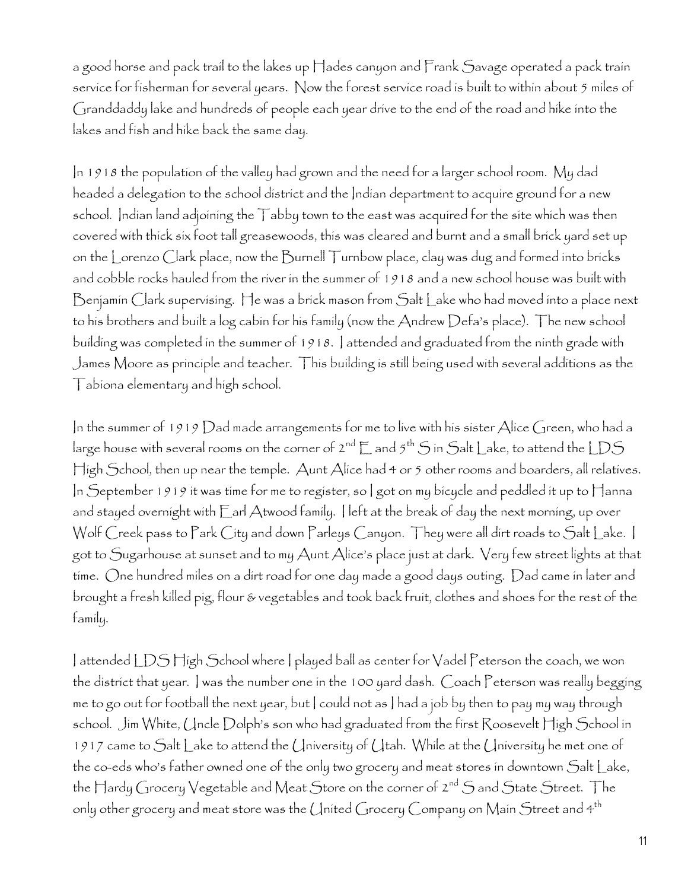a good horse and pack trail to the lakes up Hades canyon and Frank Savage operated a pack train service for fisherman for several years. Now the forest service road is built to within about 5 miles of Granddaddy lake and hundreds of people each year drive to the end of the road and hike into the lakes and fish and hike back the same day.

In 1918 the population of the valley had grown and the need for a larger school room. My dad headed a delegation to the school district and the Indian department to acquire ground for a new school. Indian land adjoining the Tabby town to the east was acquired for the site which was then covered with thick six foot tall greasewoods, this was cleared and burnt and a small brick yard set up on the Lorenzo Clark place, now the Burnell Turnbow place, clay was dug and formed into bricks and cobble rocks hauled from the river in the summer of 1918 and a new school house was built with Benjamin Clark supervising. He was a brick mason from Salt Lake who had moved into a place next to his brothers and built a log cabin for his family (now the Andrew Defa's place). The new school building was completed in the summer of 1918. I attended and graduated from the ninth grade with James Moore as principle and teacher. This building is still being used with several additions as the Tabiona elementary and high school.

In the summer of 1919 Dad made arrangements for me to live with his sister Alice Green, who had a large house with several rooms on the corner of 2nd E and 5th S in Salt Lake, to attend the LDS High School, then up near the temple. Aunt Alice had 4 or 5 other rooms and boarders, all relatives. In September 1919 it was time for me to register, so I got on my bicycle and peddled it up to Hanna and stayed overnight with Earl Atwood family. I left at the break of day the next morning, up over Wolf Creek pass to Park City and down Parleys Canyon. They were all dirt roads to Salt Lake. I got to Sugarhouse at sunset and to my Aunt Alice's place just at dark. Very few street lights at that time. One hundred miles on a dirt road for one day made a good days outing. Dad came in later and brought a fresh killed pig, flour & vegetables and took back fruit, clothes and shoes for the rest of the family.

I attended LDS High School where I played ball as center for Vadel Peterson the coach, we won the district that year. I was the number one in the 100 yard dash. Coach Peterson was really begging me to go out for football the next year, but I could not as I had a job by then to pay my way through school. Jim White, Uncle Dolph's son who had graduated from the first Roosevelt High School in 1917 came to Salt Lake to attend the University of Utah. While at the University he met one of the co-eds who's father owned one of the only two grocery and meat stores in downtown Salt Lake, the Hardy Grocery Vegetable and Meat Store on the corner of 2nd S and State Street. The only other grocery and meat store was the United Grocery Company on Main Street and 4th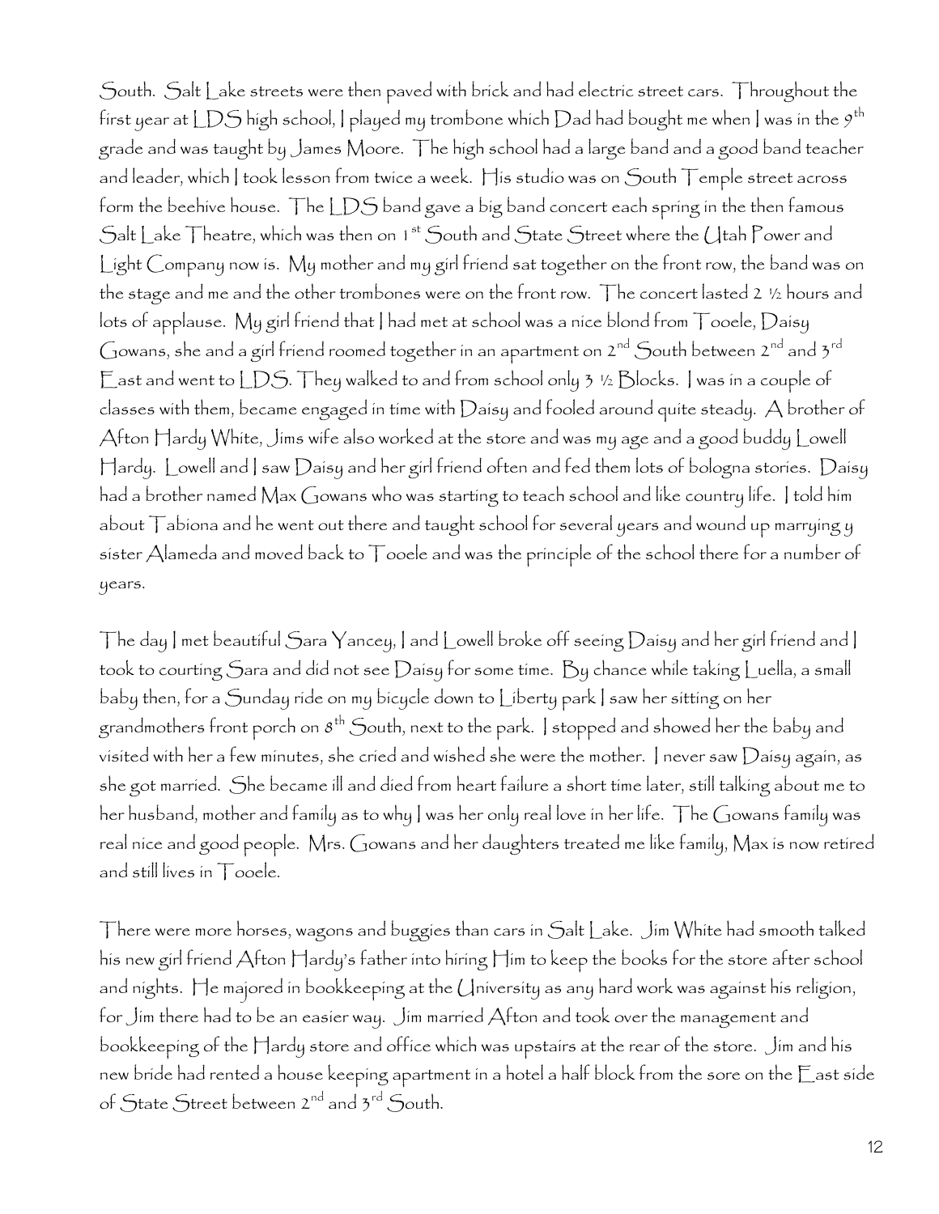South. Salt Lake streets were then paved with brick and had electric street cars. Throughout the first year at LDS high school, I played my trombone which Dad had bought me when I was in the 9th grade and was taught by James Moore. The high school had a large band and a good band teacher and leader, which I took lesson from twice a week. His studio was on South Temple street across form the beehive house. The LDS band gave a big band concert each spring in the then famous Salt Lake Theatre, which was then on 1st South and State Street where the Utah Power and Light Company now is. My mother and my girl friend sat together on the front row, the band was on the stage and me and the other trombones were on the front row. The concert lasted 2 ½ hours and lots of applause. My girl friend that I had met at school was a nice blond from Tooele, Daisy Gowans, she and a girl friend roomed together in an apartment on 2nd South between 2nd and 3rd East and went to LDS. They walked to and from school only 3 ½ Blocks. I was in a couple of classes with them, became engaged in time with Daisy and fooled around quite steady. A brother of Afton Hardy White, Jims wife also worked at the store and was my age and a good buddy Lowell Hardy. Lowell and I saw Daisy and her girl friend often and fed them lots of bologna stories. Daisy had a brother named Max Gowans who was starting to teach school and like country life. I told him about Tabiona and he went out there and taught school for several years and wound up marrying y sister Alameda and moved back to Tooele and was the principle of the school there for a number of years.

The day I met beautiful Sara Yancey, I and Lowell broke off seeing Daisy and her girl friend and I took to courting Sara and did not see Daisy for some time. By chance while taking Luella, a small baby then, for a Sunday ride on my bicycle down to Liberty park I saw her sitting on her grandmothers front porch on 8th South, next to the park. I stopped and showed her the baby and visited with her a few minutes, she cried and wished she were the mother. I never saw Daisy again, as she got married. She became ill and died from heart failure a short time later, still talking about me to her husband, mother and family as to why I was her only real love in her life. The Gowans family was real nice and good people. Mrs. Gowans and her daughters treated me like family, Max is now retired and still lives in Tooele.

There were more horses, wagons and buggies than cars in Salt Lake. Jim White had smooth talked his new girl friend Afton Hardy's father into hiring Him to keep the books for the store after school and nights. He majored in bookkeeping at the University as any hard work was against his religion, for Jim there had to be an easier way. Jim married Afton and took over the management and bookkeeping of the Hardy store and office which was upstairs at the rear of the store. Jim and his new bride had rented a house keeping apartment in a hotel a half block from the sore on the East side of State Street between 2nd and 3rd South.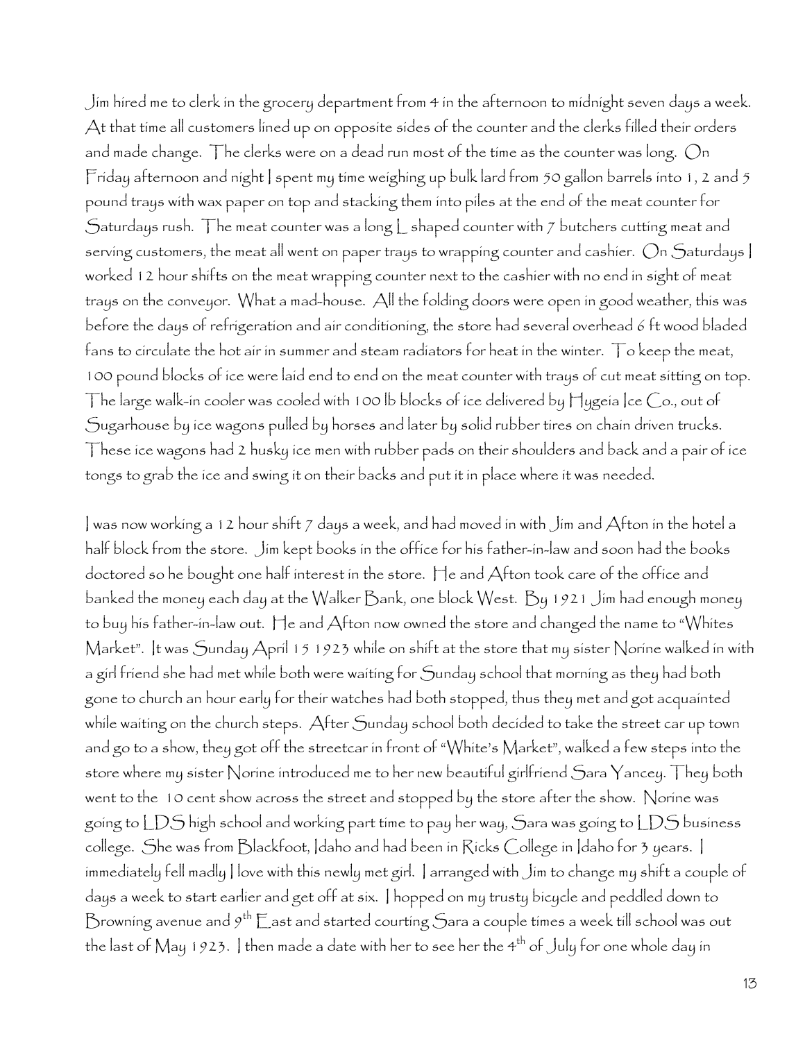Jim hired me to clerk in the grocery department from 4 in the afternoon to midnight seven days a week. At that time all customers lined up on opposite sides of the counter and the clerks filled their orders and made change. The clerks were on a dead run most of the time as the counter was long. On Friday afternoon and night I spent my time weighing up bulk lard from 50 gallon barrels into 1, 2 and 5 pound trays with wax paper on top and stacking them into piles at the end of the meat counter for Saturdays rush. The meat counter was a long L shaped counter with 7 butchers cutting meat and serving customers, the meat all went on paper trays to wrapping counter and cashier. On Saturdays I worked 12 hour shifts on the meat wrapping counter next to the cashier with no end in sight of meat trays on the conveyor. What a mad-house. All the folding doors were open in good weather, this was before the days of refrigeration and air conditioning, the store had several overhead 6 ft wood bladed fans to circulate the hot air in summer and steam radiators for heat in the winter. To keep the meat, 100 pound blocks of ice were laid end to end on the meat counter with trays of cut meat sitting on top. The large walk-in cooler was cooled with 100 lb blocks of ice delivered by Hygeia Ice Co., out of Sugarhouse by ice wagons pulled by horses and later by solid rubber tires on chain driven trucks. These ice wagons had 2 husky ice men with rubber pads on their shoulders and back and a pair of ice tongs to grab the ice and swing it on their backs and put it in place where it was needed.

I was now working a 12 hour shift 7 days a week, and had moved in with Jim and Afton in the hotel a half block from the store. Jim kept books in the office for his father-in-law and soon had the books doctored so he bought one half interest in the store. He and Afton took care of the office and banked the money each day at the Walker Bank, one block West. By 1921 Jim had enough money to buy his father-in-law out. He and Afton now owned the store and changed the name to "Whites Market". It was Sunday April 15 1923 while on shift at the store that my sister Norine walked in with a girl friend she had met while both were waiting for Sunday school that morning as they had both gone to church an hour early for their watches had both stopped, thus they met and got acquainted while waiting on the church steps. After Sunday school both decided to take the street car up town and go to a show, they got off the streetcar in front of "White's Market", walked a few steps into the store where my sister Norine introduced me to her new beautiful girlfriend Sara Yancey. They both went to the 10 cent show across the street and stopped by the store after the show. Norine was going to LDS high school and working part time to pay her way, Sara was going to LDS business college. She was from Blackfoot, Idaho and had been in Ricks College in Idaho for 3 years. I immediately fell madly I love with this newly met girl. I arranged with Jim to change my shift a couple of days a week to start earlier and get off at six. I hopped on my trusty bicycle and peddled down to Browning avenue and 9th East and started courting Sara a couple times a week till school was out the last of May 1923. I then made a date with her to see her the 4th of July for one whole day in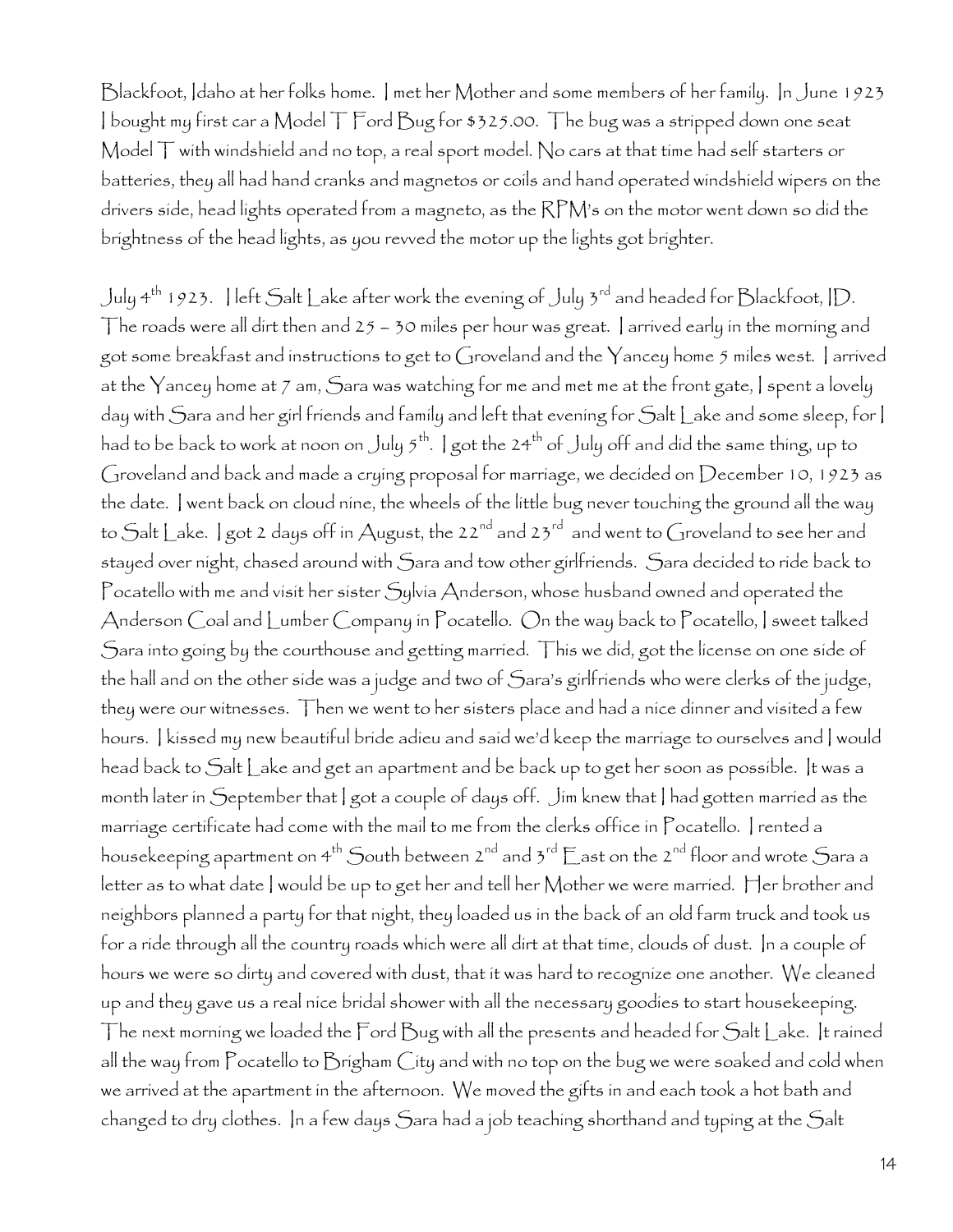Blackfoot, Idaho at her folks home. I met her Mother and some members of her family. In June 1923 I bought my first car a Model T Ford Bug for $325.00. The bug was a stripped down one seat Model T with windshield and no top, a real sport model. No cars at that time had self starters or batteries, they all had hand cranks and magnetos or coils and hand operated windshield wipers on the drivers side, head lights operated from a magneto, as the RPM's on the motor went down so did the brightness of the head lights, as you revved the motor up the lights got brighter.

July 4th 1923. I left Salt Lake after work the evening of July 3rd and headed for Blackfoot, ID. The roads were all dirt then and 25 – 30 miles per hour was great. I arrived early in the morning and got some breakfast and instructions to get to Groveland and the Yancey home 5 miles west. I arrived at the Yancey home at 7 am, Sara was watching for me and met me at the front gate, I spent a lovely day with Sara and her girl friends and family and left that evening for Salt Lake and some sleep, for I had to be back to work at noon on July 5th. I got the 24th of July off and did the same thing, up to Groveland and back and made a crying proposal for marriage, we decided on December 10, 1923 as the date. I went back on cloud nine, the wheels of the little bug never touching the ground all the way to Salt Lake. I got 2 days off in August, the 22nd and 23rd and went to Groveland to see her and stayed over night, chased around with Sara and tow other girlfriends. Sara decided to ride back to Pocatello with me and visit her sister Sylvia Anderson, whose husband owned and operated the Anderson Coal and Lumber Company in Pocatello. On the way back to Pocatello, I sweet talked Sara into going by the courthouse and getting married. This we did, got the license on one side of the hall and on the other side was a judge and two of Sara's girlfriends who were clerks of the judge, they were our witnesses. Then we went to her sisters place and had a nice dinner and visited a few hours. I kissed my new beautiful bride adieu and said we'd keep the marriage to ourselves and I would head back to Salt Lake and get an apartment and be back up to get her soon as possible. It was a month later in September that I got a couple of days off. Jim knew that I had gotten married as the marriage certificate had come with the mail to me from the clerks office in Pocatello. I rented a housekeeping apartment on 4th South between 2nd and 3rd East on the 2nd floor and wrote Sara a letter as to what date I would be up to get her and tell her Mother we were married. Her brother and neighbors planned a party for that night, they loaded us in the back of an old farm truck and took us for a ride through all the country roads which were all dirt at that time, clouds of dust. In a couple of hours we were so dirty and covered with dust, that it was hard to recognize one another. We cleaned up and they gave us a real nice bridal shower with all the necessary goodies to start housekeeping. The next morning we loaded the Ford Bug with all the presents and headed for Salt Lake. It rained all the way from Pocatello to Brigham City and with no top on the bug we were soaked and cold when we arrived at the apartment in the afternoon. We moved the gifts in and each took a hot bath and changed to dry clothes. In a few days Sara had a job teaching shorthand and typing at the Salt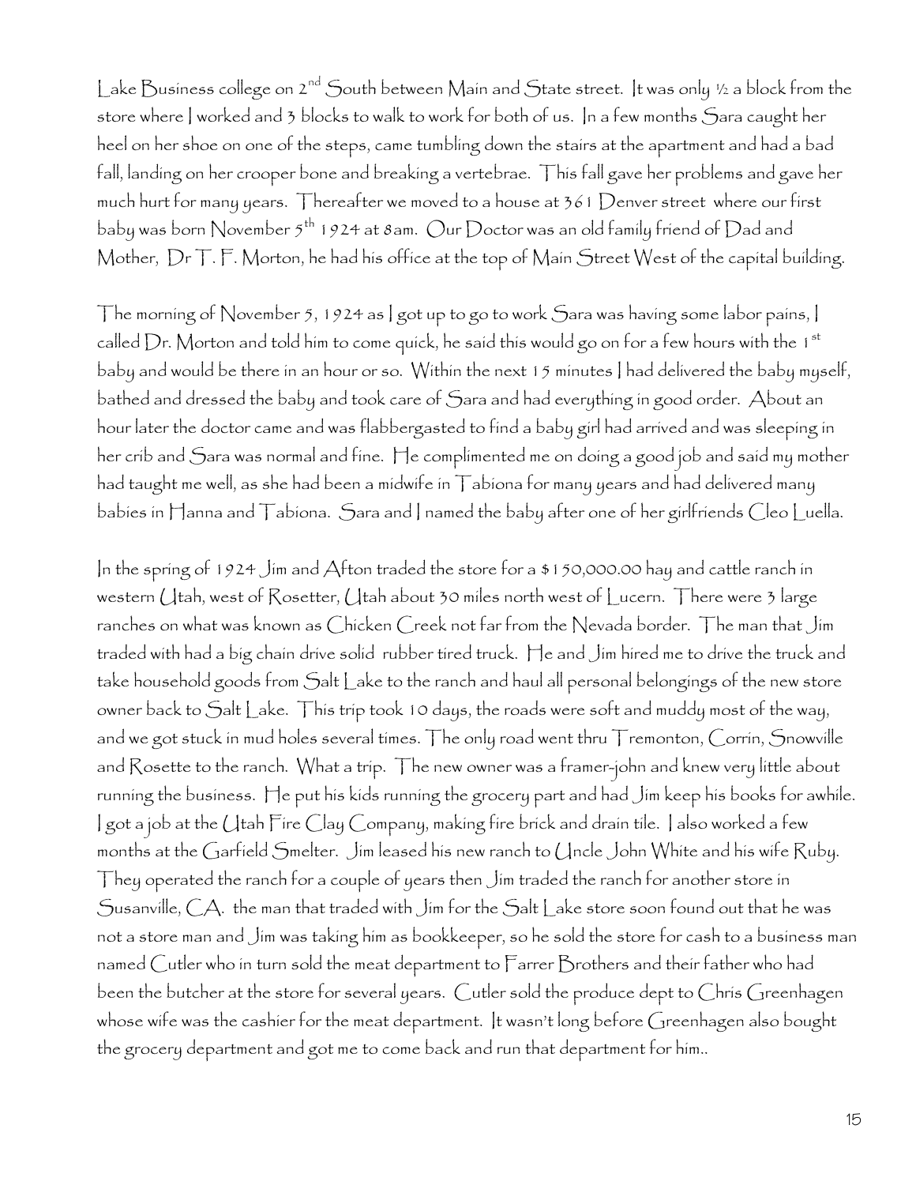Lake Business college on 2nd South between Main and State street. It was only ½ a block from the store where I worked and 3 blocks to walk to work for both of us. In a few months Sara caught her heel on her shoe on one of the steps, came tumbling down the stairs at the apartment and had a bad fall, landing on her crooper bone and breaking a vertebrae. This fall gave her problems and gave her much hurt for many years. Thereafter we moved to a house at 361 Denver street where our first baby was born November 5th 1924 at 8am. Our Doctor was an old family friend of Dad and Mother, Dr T. F. Morton, he had his office at the top of Main Street West of the capital building.

The morning of November 5, 1924 as I got up to go to work Sara was having some labor pains, I called Dr. Morton and told him to come quick, he said this would go on for a few hours with the 1st baby and would be there in an hour or so. Within the next 15 minutes I had delivered the baby myself, bathed and dressed the baby and took care of Sara and had everything in good order. About an hour later the doctor came and was flabbergasted to find a baby girl had arrived and was sleeping in her crib and Sara was normal and fine. He complimented me on doing a good job and said my mother had taught me well, as she had been a midwife in Tabiona for many years and had delivered many babies in Hanna and Tabiona. Sara and I named the baby after one of her girlfriends Cleo Luella.

In the spring of 1924 Jim and Afton traded the store for a $150,000.00 hay and cattle ranch in western Utah, west of Rosetter, Utah about 30 miles north west of Lucern. There were 3 large ranches on what was known as Chicken Creek not far from the Nevada border. The man that Jim traded with had a big chain drive solid rubber tired truck. He and Jim hired me to drive the truck and take household goods from Salt Lake to the ranch and haul all personal belongings of the new store owner back to Salt Lake. This trip took 10 days, the roads were soft and muddy most of the way, and we got stuck in mud holes several times. The only road went thru Tremonton, Corrin, Snowville and Rosette to the ranch. What a trip. The new owner was a framer-john and knew very little about running the business. He put his kids running the grocery part and had Jim keep his books for awhile. I got a job at the Utah Fire Clay Company, making fire brick and drain tile. I also worked a few months at the Garfield Smelter. Jim leased his new ranch to Uncle John White and his wife Ruby. They operated the ranch for a couple of years then Jim traded the ranch for another store in Susanville, CA. the man that traded with Jim for the Salt Lake store soon found out that he was not a store man and Jim was taking him as bookkeeper, so he sold the store for cash to a business man named Cutler who in turn sold the meat department to Farrer Brothers and their father who had been the butcher at the store for several years. Cutler sold the produce dept to Chris Greenhagen whose wife was the cashier for the meat department. It wasn't long before Greenhagen also bought the grocery department and got me to come back and run that department for him..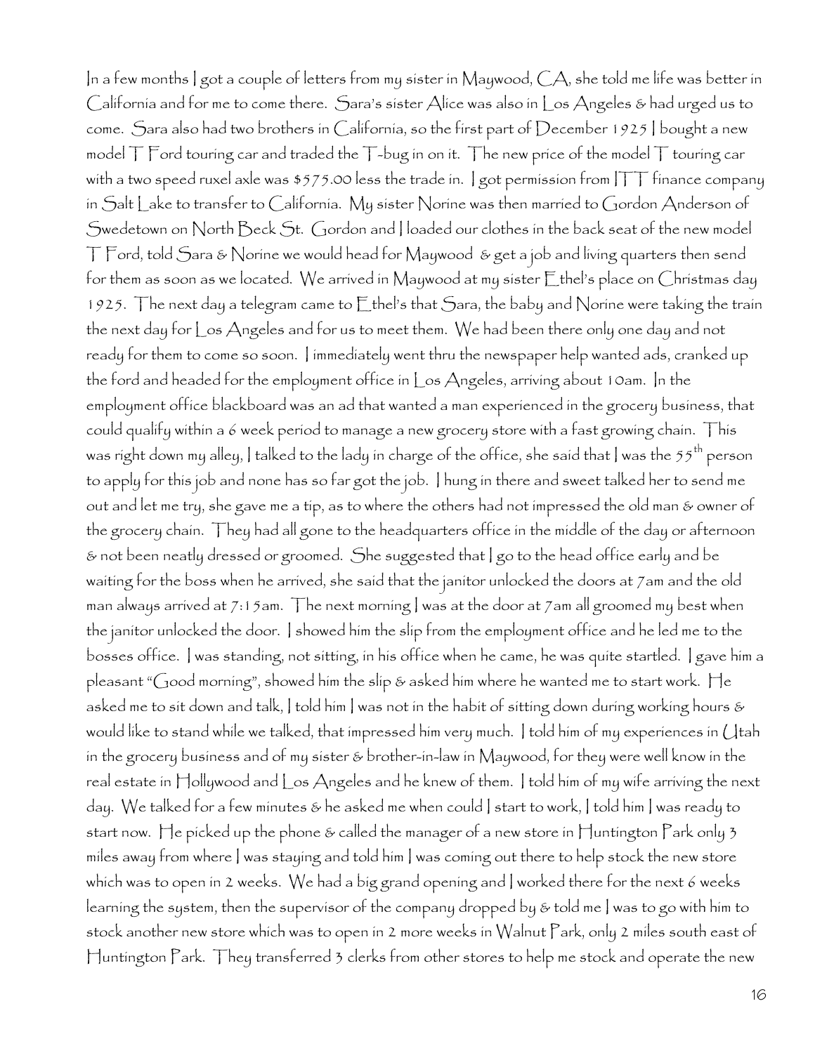In a few months I got a couple of letters from my sister in Maywood, CA, she told me life was better in California and for me to come there. Sara's sister Alice was also in Los Angeles & had urged us to come. Sara also had two brothers in California, so the first part of December 1925 I bought a new model T Ford touring car and traded the T-bug in on it. The new price of the model T touring car with a two speed ruxel axle was $575.00 less the trade in. I got permission from ITT finance company in Salt Lake to transfer to California. My sister Norine was then married to Gordon Anderson of Swedetown on North Beck St. Gordon and I loaded our clothes in the back seat of the new model T Ford, told Sara & Norine we would head for Maywood & get a job and living quarters then send for them as soon as we located. We arrived in Maywood at my sister Ethel's place on Christmas day 1925. The next day a telegram came to Ethel's that Sara, the baby and Norine were taking the train the next day for Los Angeles and for us to meet them. We had been there only one day and not ready for them to come so soon. I immediately went thru the newspaper help wanted ads, cranked up the ford and headed for the employment office in Los Angeles, arriving about 10am. In the employment office blackboard was an ad that wanted a man experienced in the grocery business, that could qualify within a 6 week period to manage a new grocery store with a fast growing chain. This was right down my alley, I talked to the lady in charge of the office, she said that I was the 55th person to apply for this job and none has so far got the job. I hung in there and sweet talked her to send me out and let me try, she gave me a tip, as to where the others had not impressed the old man & owner of the grocery chain. They had all gone to the headquarters office in the middle of the day or afternoon & not been neatly dressed or groomed. She suggested that I go to the head office early and be waiting for the boss when he arrived, she said that the janitor unlocked the doors at 7am and the old man always arrived at 7:15am. The next morning I was at the door at 7am all groomed my best when the janitor unlocked the door. I showed him the slip from the employment office and he led me to the bosses office. I was standing, not sitting, in his office when he came, he was quite startled. I gave him a pleasant "Good morning", showed him the slip & asked him where he wanted me to start work. He asked me to sit down and talk, I told him I was not in the habit of sitting down during working hours & would like to stand while we talked, that impressed him very much. I told him of my experiences in Utah in the grocery business and of my sister & brother-in-law in Maywood, for they were well know in the real estate in Hollywood and Los Angeles and he knew of them. I told him of my wife arriving the next day. We talked for a few minutes & he asked me when could I start to work, I told him I was ready to start now. He picked up the phone & called the manager of a new store in Huntington Park only 3 miles away from where I was staying and told him I was coming out there to help stock the new store which was to open in 2 weeks. We had a big grand opening and I worked there for the next 6 weeks learning the system, then the supervisor of the company dropped by & told me I was to go with him to stock another new store which was to open in 2 more weeks in Walnut Park, only 2 miles south east of Huntington Park. They transferred 3 clerks from other stores to help me stock and operate the new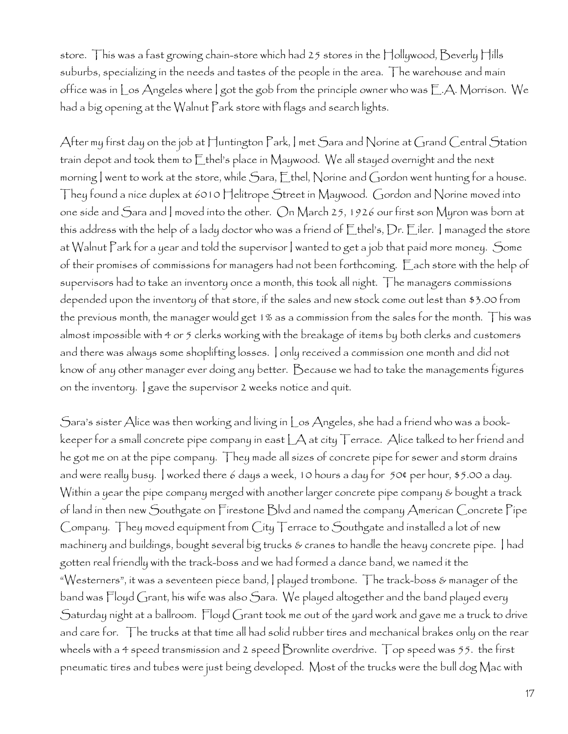store. This was a fast growing chain-store which had 25 stores in the Hollywood, Beverly Hills suburbs, specializing in the needs and tastes of the people in the area. The warehouse and main office was in Los Angeles where I got the gob from the principle owner who was E.A. Morrison. We had a big opening at the Walnut Park store with flags and search lights.

After my first day on the job at Huntington Park, I met Sara and Norine at Grand Central Station train depot and took them to Ethel's place in Maywood. We all stayed overnight and the next morning I went to work at the store, while Sara, Ethel, Norine and Gordon went hunting for a house. They found a nice duplex at 6010 Helitrope Street in Maywood. Gordon and Norine moved into one side and Sara and I moved into the other. On March 25, 1926 our first son Myron was born at this address with the help of a lady doctor who was a friend of Ethel's, Dr. Eiler. I managed the store at Walnut Park for a year and told the supervisor I wanted to get a job that paid more money. Some of their promises of commissions for managers had not been forthcoming. Each store with the help of supervisors had to take an inventory once a month, this took all night. The managers commissions depended upon the inventory of that store, if the sales and new stock come out lest than $3.00 from the previous month, the manager would get 1% as a commission from the sales for the month. This was almost impossible with 4 or 5 clerks working with the breakage of items by both clerks and customers and there was always some shoplifting losses. I only received a commission one month and did not know of any other manager ever doing any better. Because we had to take the managements figures on the inventory. I gave the supervisor 2 weeks notice and quit.

Sara's sister Alice was then working and living in Los Angeles, she had a friend who was a book-keeper for a small concrete pipe company in east LA at city Terrace. Alice talked to her friend and he got me on at the pipe company. They made all sizes of concrete pipe for sewer and storm drains and were really busy. I worked there 6 days a week, 10 hours a day for 50¢ per hour, $5.00 a day. Within a year the pipe company merged with another larger concrete pipe company & bought a track of land in then new Southgate on Firestone Blvd and named the company American Concrete Pipe Company. They moved equipment from City Terrace to Southgate and installed a lot of new machinery and buildings, bought several big trucks & cranes to handle the heavy concrete pipe. I had gotten real friendly with the track-boss and we had formed a dance band, we named it the "Westerners", it was a seventeen piece band, I played trombone. The track-boss & manager of the band was Floyd Grant, his wife was also Sara. We played altogether and the band played every Saturday night at a ballroom. Floyd Grant took me out of the yard work and gave me a truck to drive and care for. The trucks at that time all had solid rubber tires and mechanical brakes only on the rear wheels with a 4 speed transmission and 2 speed Brownlite overdrive. Top speed was 55. the first pneumatic tires and tubes were just being developed. Most of the trucks were the bull dog Mac with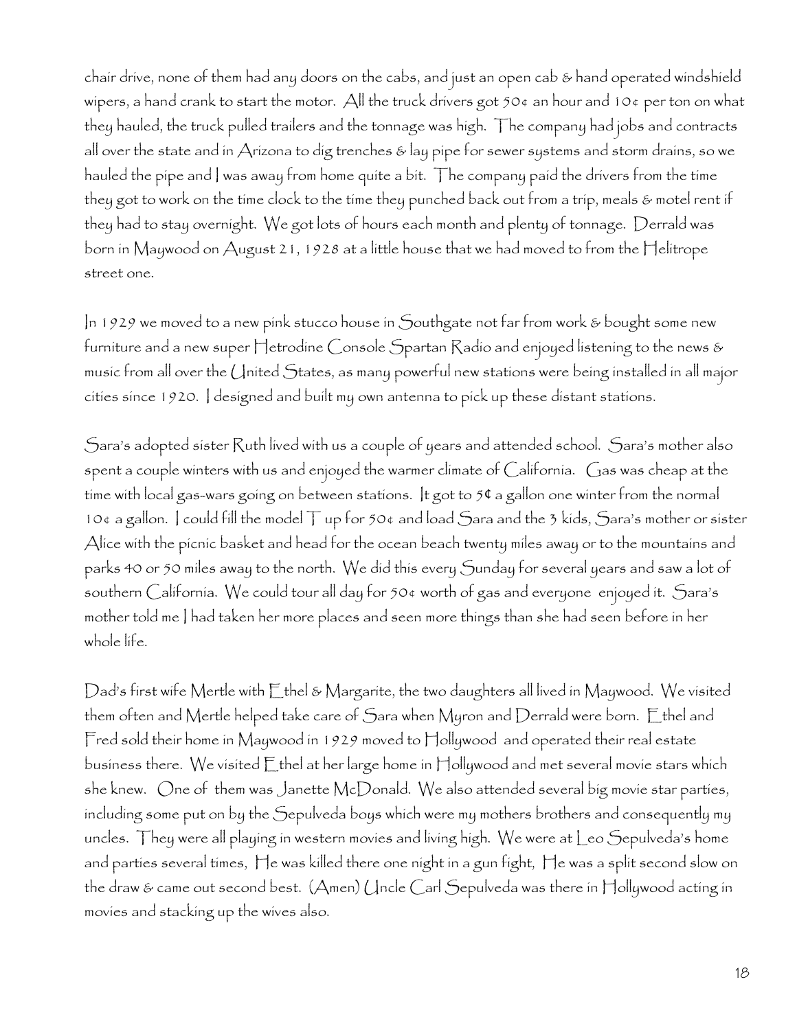chair drive, none of them had any doors on the cabs, and just an open cab & hand operated windshield wipers, a hand crank to start the motor. All the truck drivers got 50¢ an hour and 10¢ per ton on what they hauled, the truck pulled trailers and the tonnage was high. The company had jobs and contracts all over the state and in Arizona to dig trenches & lay pipe for sewer systems and storm drains, so we hauled the pipe and I was away from home quite a bit. The company paid the drivers from the time they got to work on the time clock to the time they punched back out from a trip, meals & motel rent if they had to stay overnight. We got lots of hours each month and plenty of tonnage. Derrald was born in Maywood on August 21, 1928 at a little house that we had moved to from the Helitrope street one.

In 1929 we moved to a new pink stucco house in Southgate not far from work & bought some new furniture and a new super Hetrodine Console Spartan Radio and enjoyed listening to the news & music from all over the United States, as many powerful new stations were being installed in all major cities since 1920. I designed and built my own antenna to pick up these distant stations.

Sara's adopted sister Ruth lived with us a couple of years and attended school. Sara's mother also spent a couple winters with us and enjoyed the warmer climate of California. Gas was cheap at the time with local gas-wars going on between stations. It got to 5¢ a gallon one winter from the normal 10¢ a gallon. I could fill the model T up for 50¢ and load Sara and the 3 kids, Sara's mother or sister Alice with the picnic basket and head for the ocean beach twenty miles away or to the mountains and parks 40 or 50 miles away to the north. We did this every Sunday for several years and saw a lot of southern California. We could tour all day for 50¢ worth of gas and everyone enjoyed it. Sara's mother told me I had taken her more places and seen more things than she had seen before in her whole life.

Dad's first wife Mertle with Ethel & Margarite, the two daughters all lived in Maywood. We visited them often and Mertle helped take care of Sara when Myron and Derrald were born. Ethel and Fred sold their home in Maywood in 1929 moved to Hollywood and operated their real estate business there. We visited Ethel at her large home in Hollywood and met several movie stars which she knew. One of them was Janette McDonald. We also attended several big movie star parties, including some put on by the Sepulveda boys which were my mothers brothers and consequently my uncles. They were all playing in western movies and living high. We were at Leo Sepulveda's home and parties several times, He was killed there one night in a gun fight, He was a split second slow on the draw & came out second best. (Amen) Uncle Carl Sepulveda was there in Hollywood acting in movies and stacking up the wives also.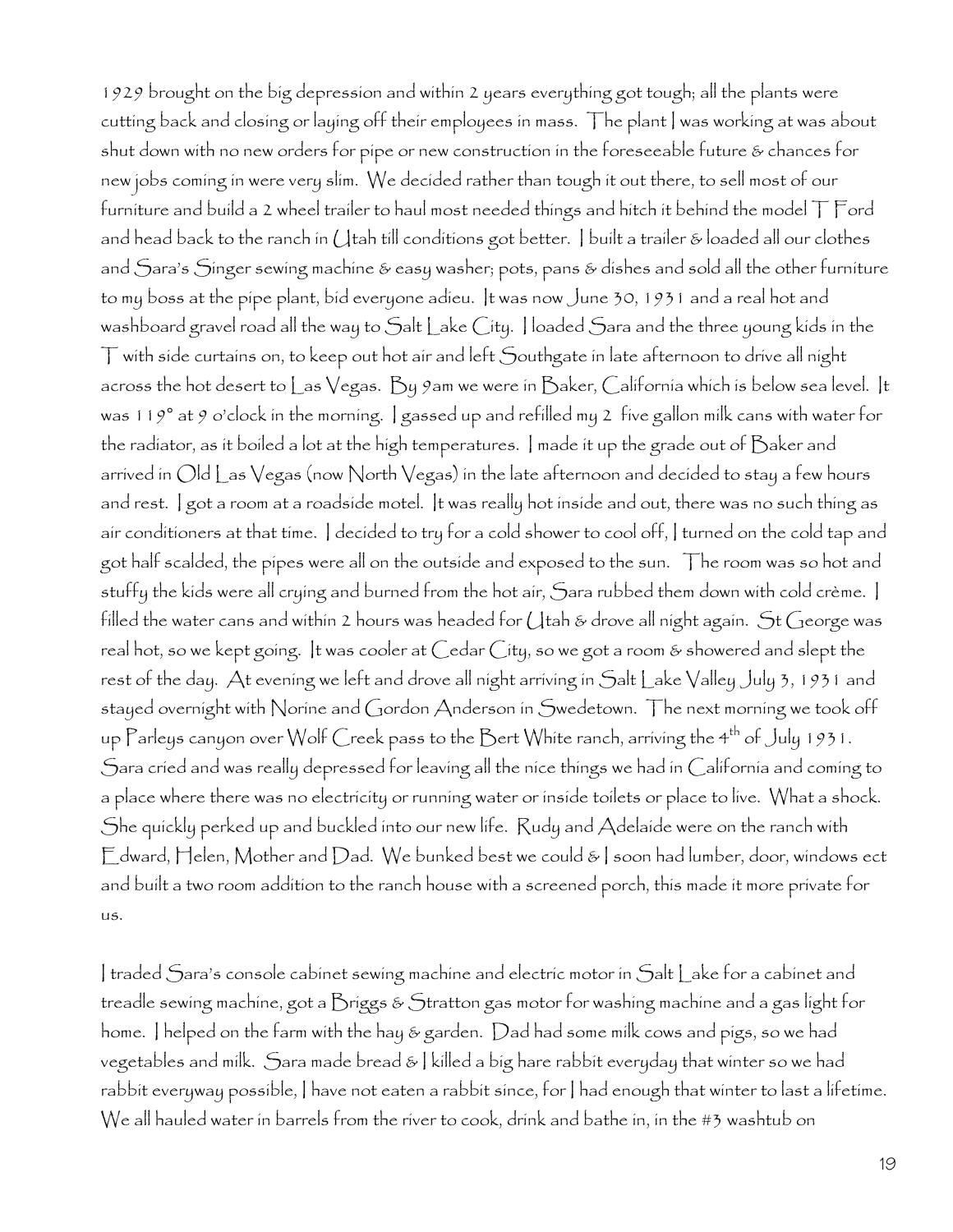1929 brought on the big depression and within 2 years everything got tough; all the plants were cutting back and closing or laying off their employees in mass. The plant I was working at was about shut down with no new orders for pipe or new construction in the foreseeable future & chances for new jobs coming in were very slim. We decided rather than tough it out there, to sell most of our furniture and build a 2 wheel trailer to haul most needed things and hitch it behind the model T Ford and head back to the ranch in Utah till conditions got better. I built a trailer & loaded all our clothes and Sara's Singer sewing machine & easy washer; pots, pans & dishes and sold all the other furniture to my boss at the pipe plant, bid everyone adieu. It was now June 30, 1931 and a real hot and washboard gravel road all the way to Salt Lake City. I loaded Sara and the three young kids in the T with side curtains on, to keep out hot air and left Southgate in late afternoon to drive all night across the hot desert to Las Vegas. By 9am we were in Baker, California which is below sea level. It was 119° at 9 o'clock in the morning. I gassed up and refilled my 2 five gallon milk cans with water for the radiator, as it boiled a lot at the high temperatures. I made it up the grade out of Baker and arrived in Old Las Vegas (now North Vegas) in the late afternoon and decided to stay a few hours and rest. I got a room at a roadside motel. It was really hot inside and out, there was no such thing as air conditioners at that time. I decided to try for a cold shower to cool off, I turned on the cold tap and got half scalded, the pipes were all on the outside and exposed to the sun. The room was so hot and stuffy the kids were all crying and burned from the hot air, Sara rubbed them down with cold crème. I filled the water cans and within 2 hours was headed for Utah & drove all night again. St George was real hot, so we kept going. It was cooler at Cedar City, so we got a room & showered and slept the rest of the day. At evening we left and drove all night arriving in Salt Lake Valley July 3, 1931 and stayed overnight with Norine and Gordon Anderson in Swedetown. The next morning we took off up Parleys canyon over Wolf Creek pass to the Bert White ranch, arriving the 4th of July 1931. Sara cried and was really depressed for leaving all the nice things we had in California and coming to a place where there was no electricity or running water or inside toilets or place to live. What a shock. She quickly perked up and buckled into our new life. Rudy and Adelaide were on the ranch with Edward, Helen, Mother and Dad. We bunked best we could & I soon had lumber, door, windows ect and built a two room addition to the ranch house with a screened porch, this made it more private for us.

I traded Sara's console cabinet sewing machine and electric motor in Salt Lake for a cabinet and treadle sewing machine, got a Briggs & Stratton gas motor for washing machine and a gas light for home. I helped on the farm with the hay & garden. Dad had some milk cows and pigs, so we had vegetables and milk. Sara made bread & I killed a big hare rabbit everyday that winter so we had rabbit everyway possible, I have not eaten a rabbit since, for I had enough that winter to last a lifetime. We all hauled water in barrels from the river to cook, drink and bathe in, in the #3 washtub on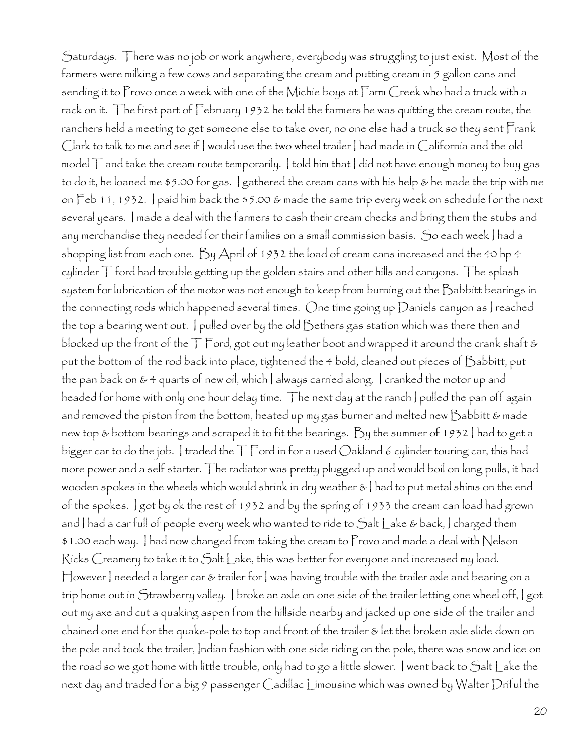Saturdays. There was no job or work anywhere, everybody was struggling to just exist. Most of the farmers were milking a few cows and separating the cream and putting cream in 5 gallon cans and sending it to Provo once a week with one of the Michie boys at Farm Creek who had a truck with a rack on it. The first part of February 1932 he told the farmers he was quitting the cream route, the ranchers held a meeting to get someone else to take over, no one else had a truck so they sent Frank Clark to talk to me and see if I would use the two wheel trailer I had made in California and the old model T and take the cream route temporarily. I told him that I did not have enough money to buy gas to do it, he loaned me $5.00 for gas. I gathered the cream cans with his help & he made the trip with me on Feb 11, 1932. I paid him back the $5.00 & made the same trip every week on schedule for the next several years. I made a deal with the farmers to cash their cream checks and bring them the stubs and any merchandise they needed for their families on a small commission basis. So each week I had a shopping list from each one. By April of 1932 the load of cream cans increased and the 40 hp 4 cylinder T ford had trouble getting up the golden stairs and other hills and canyons. The splash system for lubrication of the motor was not enough to keep from burning out the Babbitt bearings in the connecting rods which happened several times. One time going up Daniels canyon as I reached the top a bearing went out. I pulled over by the old Bethers gas station which was there then and blocked up the front of the T Ford, got out my leather boot and wrapped it around the crank shaft & put the bottom of the rod back into place, tightened the 4 bold, cleaned out pieces of Babbitt, put the pan back on & 4 quarts of new oil, which I always carried along. I cranked the motor up and headed for home with only one hour delay time. The next day at the ranch I pulled the pan off again and removed the piston from the bottom, heated up my gas burner and melted new Babbitt & made new top & bottom bearings and scraped it to fit the bearings. By the summer of 1932 I had to get a bigger car to do the job. I traded the T Ford in for a used Oakland 6 cylinder touring car, this had more power and a self starter. The radiator was pretty plugged up and would boil on long pulls, it had wooden spokes in the wheels which would shrink in dry weather & I had to put metal shims on the end of the spokes. I got by ok the rest of 1932 and by the spring of 1933 the cream can load had grown and I had a car full of people every week who wanted to ride to Salt Lake & back, I charged them $1.00 each way. I had now changed from taking the cream to Provo and made a deal with Nelson Ricks Creamery to take it to Salt Lake, this was better for everyone and increased my load. However I needed a larger car & trailer for I was having trouble with the trailer axle and bearing on a trip home out in Strawberry valley. I broke an axle on one side of the trailer letting one wheel off, I got out my axe and cut a quaking aspen from the hillside nearby and jacked up one side of the trailer and chained one end for the quake-pole to top and front of the trailer & let the broken axle slide down on the pole and took the trailer, Indian fashion with one side riding on the pole, there was snow and ice on the road so we got home with little trouble, only had to go a little slower. I went back to Salt Lake the next day and traded for a big 9 passenger Cadillac Limousine which was owned by Walter Driful the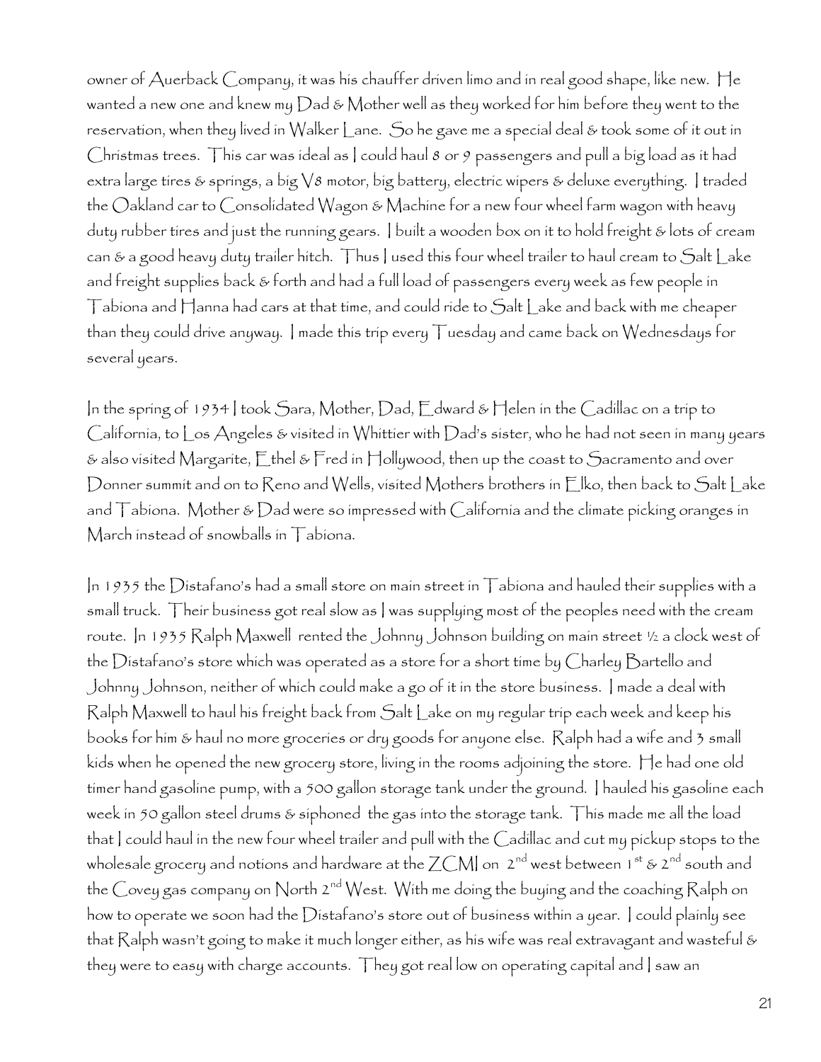owner of Auerback Company, it was his chauffer driven limo and in real good shape, like new. He wanted a new one and knew my Dad & Mother well as they worked for him before they went to the reservation, when they lived in Walker Lane. So he gave me a special deal & took some of it out in Christmas trees. This car was ideal as I could haul 8 or 9 passengers and pull a big load as it had extra large tires & springs, a big V8 motor, big battery, electric wipers & deluxe everything. I traded the Oakland car to Consolidated Wagon & Machine for a new four wheel farm wagon with heavy duty rubber tires and just the running gears. I built a wooden box on it to hold freight & lots of cream can & a good heavy duty trailer hitch. Thus I used this four wheel trailer to haul cream to Salt Lake and freight supplies back & forth and had a full load of passengers every week as few people in Tabiona and Hanna had cars at that time, and could ride to Salt Lake and back with me cheaper than they could drive anyway. I made this trip every Tuesday and came back on Wednesdays for several years.

In the spring of 1934 I took Sara, Mother, Dad, Edward & Helen in the Cadillac on a trip to California, to Los Angeles & visited in Whittier with Dad's sister, who he had not seen in many years & also visited Margarite, Ethel & Fred in Hollywood, then up the coast to Sacramento and over Donner summit and on to Reno and Wells, visited Mothers brothers in Elko, then back to Salt Lake and Tabiona. Mother & Dad were so impressed with California and the climate picking oranges in March instead of snowballs in Tabiona.

In 1935 the Distafano's had a small store on main street in Tabiona and hauled their supplies with a small truck. Their business got real slow as I was supplying most of the peoples need with the cream route. In 1935 Ralph Maxwell rented the Johnny Johnson building on main street ½ a clock west of the Distafano's store which was operated as a store for a short time by Charley Bartello and Johnny Johnson, neither of which could make a go of it in the store business. I made a deal with Ralph Maxwell to haul his freight back from Salt Lake on my regular trip each week and keep his books for him & haul no more groceries or dry goods for anyone else. Ralph had a wife and 3 small kids when he opened the new grocery store, living in the rooms adjoining the store. He had one old timer hand gasoline pump, with a 500 gallon storage tank under the ground. I hauled his gasoline each week in 50 gallon steel drums & siphoned the gas into the storage tank. This made me all the load that I could haul in the new four wheel trailer and pull with the Cadillac and cut my pickup stops to the wholesale grocery and notions and hardware at the ZCMI on 2nd west between 1st & 2nd south and the Covey gas company on North 2nd West. With me doing the buying and the coaching Ralph on how to operate we soon had the Distafano's store out of business within a year. I could plainly see that Ralph wasn't going to make it much longer either, as his wife was real extravagant and wasteful & they were to easy with charge accounts. They got real low on operating capital and I saw an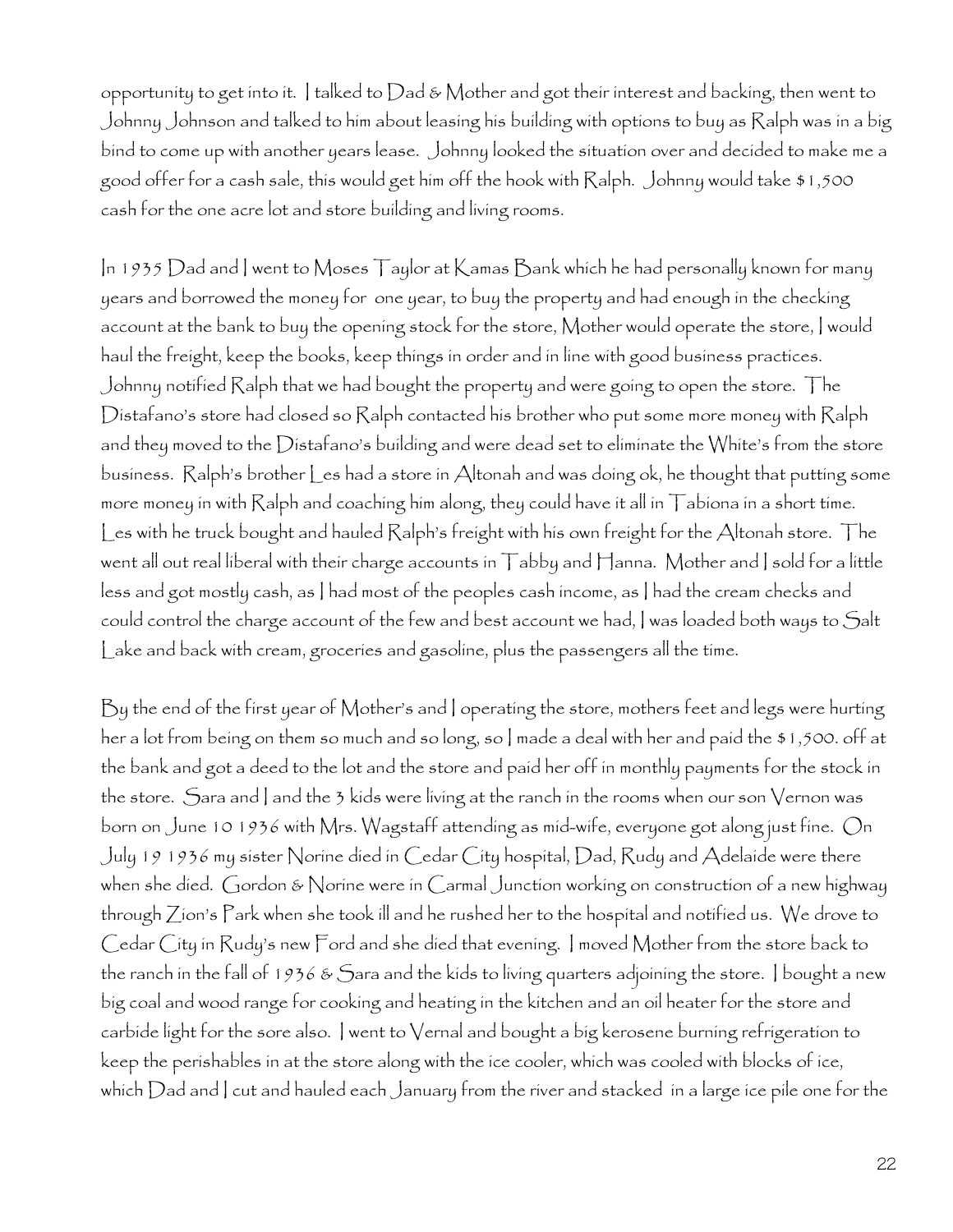opportunity to get into it. I talked to Dad & Mother and got their interest and backing, then went to Johnny Johnson and talked to him about leasing his building with options to buy as Ralph was in a big bind to come up with another years lease. Johnny looked the situation over and decided to make me a good offer for a cash sale, this would get him off the hook with Ralph. Johnny would take $1,500 cash for the one acre lot and store building and living rooms.

In 1935 Dad and I went to Moses Taylor at Kamas Bank which he had personally known for many years and borrowed the money for one year, to buy the property and had enough in the checking account at the bank to buy the opening stock for the store, Mother would operate the store, I would haul the freight, keep the books, keep things in order and in line with good business practices. Johnny notified Ralph that we had bought the property and were going to open the store. The Distafano's store had closed so Ralph contacted his brother who put some more money with Ralph and they moved to the Distafano's building and were dead set to eliminate the White's from the store business. Ralph's brother Les had a store in Altonah and was doing ok, he thought that putting some more money in with Ralph and coaching him along, they could have it all in Tabiona in a short time. Les with he truck bought and hauled Ralph's freight with his own freight for the Altonah store. The went all out real liberal with their charge accounts in Tabby and Hanna. Mother and I sold for a little less and got mostly cash, as I had most of the peoples cash income, as I had the cream checks and could control the charge account of the few and best account we had, I was loaded both ways to Salt Lake and back with cream, groceries and gasoline, plus the passengers all the time.

By the end of the first year of Mother's and I operating the store, mothers feet and legs were hurting her a lot from being on them so much and so long, so I made a deal with her and paid the $1,500. off at the bank and got a deed to the lot and the store and paid her off in monthly payments for the stock in the store. Sara and I and the 3 kids were living at the ranch in the rooms when our son Vernon was born on June 10 1936 with Mrs. Wagstaff attending as mid-wife, everyone got along just fine. On July 19 1936 my sister Norine died in Cedar City hospital, Dad, Rudy and Adelaide were there when she died. Gordon & Norine were in Carmal Junction working on construction of a new highway through Zion's Park when she took ill and he rushed her to the hospital and notified us. We drove to Cedar City in Rudy's new Ford and she died that evening. I moved Mother from the store back to the ranch in the fall of 1936 & Sara and the kids to living quarters adjoining the store. I bought a new big coal and wood range for cooking and heating in the kitchen and an oil heater for the store and carbide light for the sore also. I went to Vernal and bought a big kerosene burning refrigeration to keep the perishables in at the store along with the ice cooler, which was cooled with blocks of ice, which Dad and I cut and hauled each January from the river and stacked in a large ice pile one for the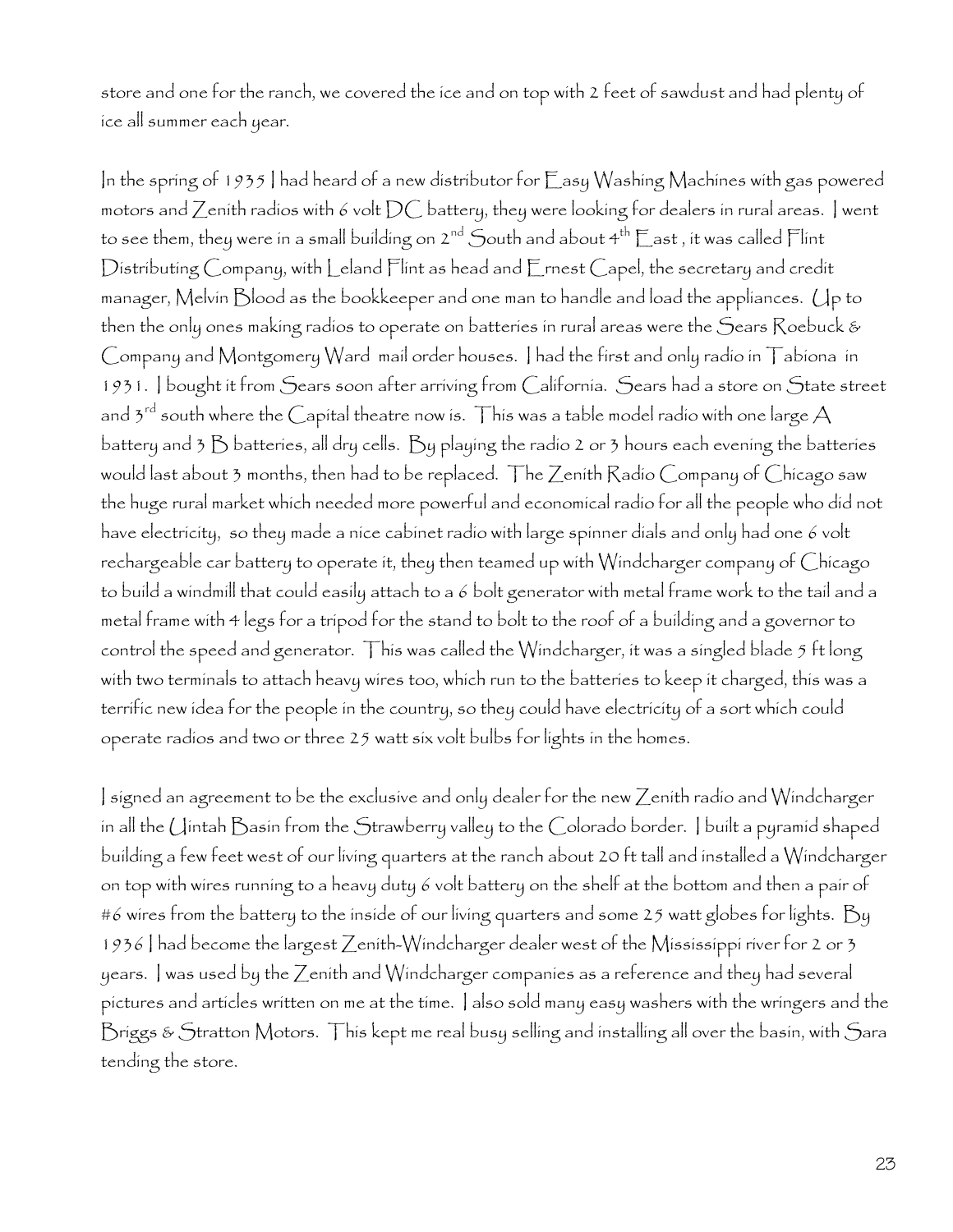store and one for the ranch, we covered the ice and on top with 2 feet of sawdust and had plenty of ice all summer each year.

In the spring of 1935 I had heard of a new distributor for Easy Washing Machines with gas powered motors and Zenith radios with 6 volt DC battery, they were looking for dealers in rural areas. I went to see them, they were in a small building on 2nd South and about 4th East , it was called Flint Distributing Company, with Leland Flint as head and Ernest Capel, the secretary and credit manager, Melvin Blood as the bookkeeper and one man to handle and load the appliances. Up to then the only ones making radios to operate on batteries in rural areas were the Sears Roebuck & Company and Montgomery Ward mail order houses. I had the first and only radio in Tabiona in 1931. I bought it from Sears soon after arriving from California. Sears had a store on State street and 3rd south where the Capital theatre now is. This was a table model radio with one large A battery and 3 B batteries, all dry cells. By playing the radio 2 or 3 hours each evening the batteries would last about 3 months, then had to be replaced. The Zenith Radio Company of Chicago saw the huge rural market which needed more powerful and economical radio for all the people who did not have electricity, so they made a nice cabinet radio with large spinner dials and only had one 6 volt rechargeable car battery to operate it, they then teamed up with Windcharger company of Chicago to build a windmill that could easily attach to a 6 bolt generator with metal frame work to the tail and a metal frame with 4 legs for a tripod for the stand to bolt to the roof of a building and a governor to control the speed and generator. This was called the Windcharger, it was a singled blade 5 ft long with two terminals to attach heavy wires too, which run to the batteries to keep it charged, this was a terrific new idea for the people in the country, so they could have electricity of a sort which could operate radios and two or three 25 watt six volt bulbs for lights in the homes.

I signed an agreement to be the exclusive and only dealer for the new Zenith radio and Windcharger in all the Uintah Basin from the Strawberry valley to the Colorado border. I built a pyramid shaped building a few feet west of our living quarters at the ranch about 20 ft tall and installed a Windcharger on top with wires running to a heavy duty 6 volt battery on the shelf at the bottom and then a pair of #6 wires from the battery to the inside of our living quarters and some 25 watt globes for lights. By 1936 I had become the largest Zenith-Windcharger dealer west of the Mississippi river for 2 or 3 years. I was used by the Zenith and Windcharger companies as a reference and they had several pictures and articles written on me at the time. I also sold many easy washers with the wringers and the Briggs & Stratton Motors. This kept me real busy selling and installing all over the basin, with Sara tending the store.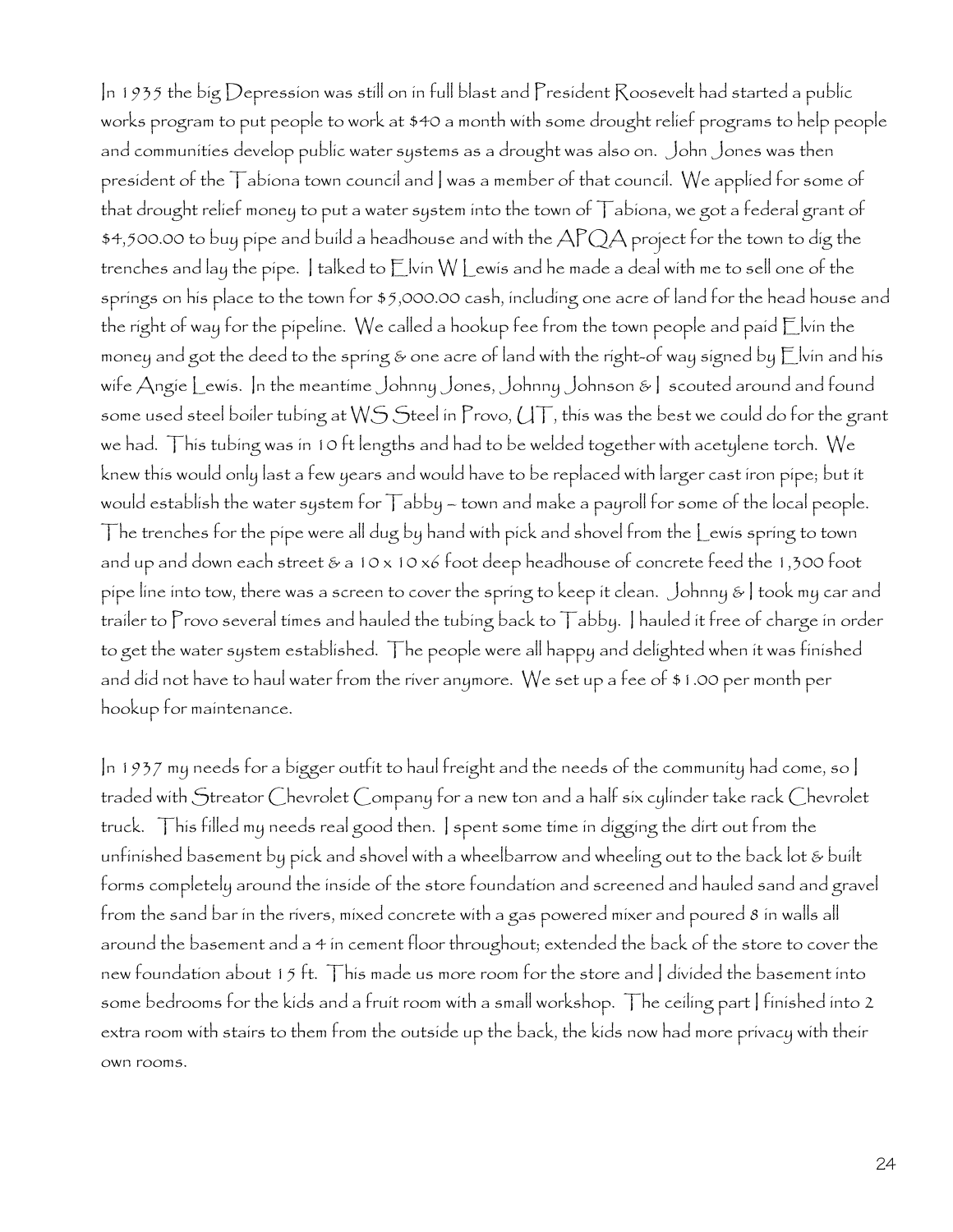In 1935 the big Depression was still on in full blast and President Roosevelt had started a public works program to put people to work at $40 a month with some drought relief programs to help people and communities develop public water systems as a drought was also on. John Jones was then president of the Tabiona town council and I was a member of that council. We applied for some of that drought relief money to put a water system into the town of Tabiona, we got a federal grant of $4,500.00 to buy pipe and build a headhouse and with the APQA project for the town to dig the trenches and lay the pipe. I talked to Elvin W Lewis and he made a deal with me to sell one of the springs on his place to the town for $5,000.00 cash, including one acre of land for the head house and the right of way for the pipeline. We called a hookup fee from the town people and paid Elvin the money and got the deed to the spring & one acre of land with the right-of way signed by Elvin and his wife Angie Lewis. In the meantime Johnny Jones, Johnny Johnson & I scouted around and found some used steel boiler tubing at WS Steel in Provo, UT, this was the best we could do for the grant we had. This tubing was in 10 ft lengths and had to be welded together with acetylene torch. We knew this would only last a few years and would have to be replaced with larger cast iron pipe; but it would establish the water system for Tabby – town and make a payroll for some of the local people. The trenches for the pipe were all dug by hand with pick and shovel from the Lewis spring to town and up and down each street & a 10 x 10 x6 foot deep headhouse of concrete feed the 1,300 foot pipe line into tow, there was a screen to cover the spring to keep it clean. Johnny & I took my car and trailer to Provo several times and hauled the tubing back to Tabby. I hauled it free of charge in order to get the water system established. The people were all happy and delighted when it was finished and did not have to haul water from the river anymore. We set up a fee of $1.00 per month per hookup for maintenance.

In 1937 my needs for a bigger outfit to haul freight and the needs of the community had come, so I traded with Streator Chevrolet Company for a new ton and a half six cylinder take rack Chevrolet truck. This filled my needs real good then. I spent some time in digging the dirt out from the unfinished basement by pick and shovel with a wheelbarrow and wheeling out to the back lot & built forms completely around the inside of the store foundation and screened and hauled sand and gravel from the sand bar in the rivers, mixed concrete with a gas powered mixer and poured 8 in walls all around the basement and a 4 in cement floor throughout; extended the back of the store to cover the new foundation about 15 ft. This made us more room for the store and I divided the basement into some bedrooms for the kids and a fruit room with a small workshop. The ceiling part I finished into 2 extra room with stairs to them from the outside up the back, the kids now had more privacy with their own rooms.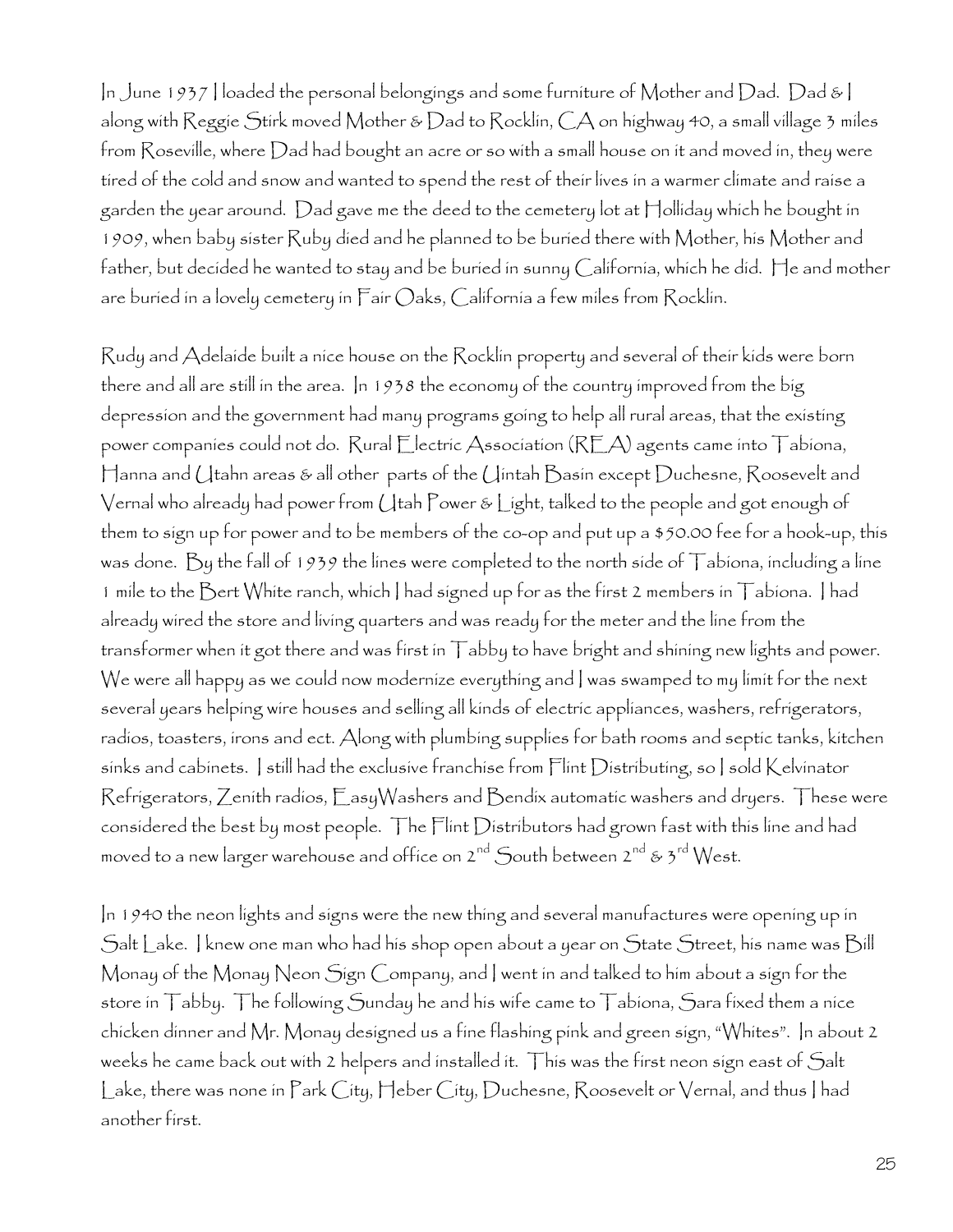In June 1937 I loaded the personal belongings and some furniture of Mother and Dad. Dad & I along with Reggie Stirk moved Mother & Dad to Rocklin, CA on highway 40, a small village 3 miles from Roseville, where Dad had bought an acre or so with a small house on it and moved in, they were tired of the cold and snow and wanted to spend the rest of their lives in a warmer climate and raise a garden the year around. Dad gave me the deed to the cemetery lot at Holliday which he bought in 1909, when baby sister Ruby died and he planned to be buried there with Mother, his Mother and father, but decided he wanted to stay and be buried in sunny California, which he did. He and mother are buried in a lovely cemetery in Fair Oaks, California a few miles from Rocklin.

Rudy and Adelaide built a nice house on the Rocklin property and several of their kids were born there and all are still in the area. In 1938 the economy of the country improved from the big depression and the government had many programs going to help all rural areas, that the existing power companies could not do. Rural Electric Association (REA) agents came into Tabiona, Hanna and Utahn areas & all other parts of the Uintah Basin except Duchesne, Roosevelt and Vernal who already had power from Utah Power & Light, talked to the people and got enough of them to sign up for power and to be members of the co-op and put up a $50.00 fee for a hook-up, this was done. By the fall of 1939 the lines were completed to the north side of Tabiona, including a line 1 mile to the Bert White ranch, which I had signed up for as the first 2 members in Tabiona. I had already wired the store and living quarters and was ready for the meter and the line from the transformer when it got there and was first in Tabby to have bright and shining new lights and power. We were all happy as we could now modernize everything and I was swamped to my limit for the next several years helping wire houses and selling all kinds of electric appliances, washers, refrigerators, radios, toasters, irons and ect. Along with plumbing supplies for bath rooms and septic tanks, kitchen sinks and cabinets. I still had the exclusive franchise from Flint Distributing, so I sold Kelvinator Refrigerators, Zenith radios, EasyWashers and Bendix automatic washers and dryers. These were considered the best by most people. The Flint Distributors had grown fast with this line and had moved to a new larger warehouse and office on 2nd South between 2nd & 3rd West.

In 1940 the neon lights and signs were the new thing and several manufactures were opening up in Salt Lake. I knew one man who had his shop open about a year on State Street, his name was Bill Monay of the Monay Neon Sign Company, and I went in and talked to him about a sign for the store in Tabby. The following Sunday he and his wife came to Tabiona, Sara fixed them a nice chicken dinner and Mr. Monay designed us a fine flashing pink and green sign, "Whites". In about 2 weeks he came back out with 2 helpers and installed it. This was the first neon sign east of Salt Lake, there was none in Park City, Heber City, Duchesne, Roosevelt or Vernal, and thus I had another first.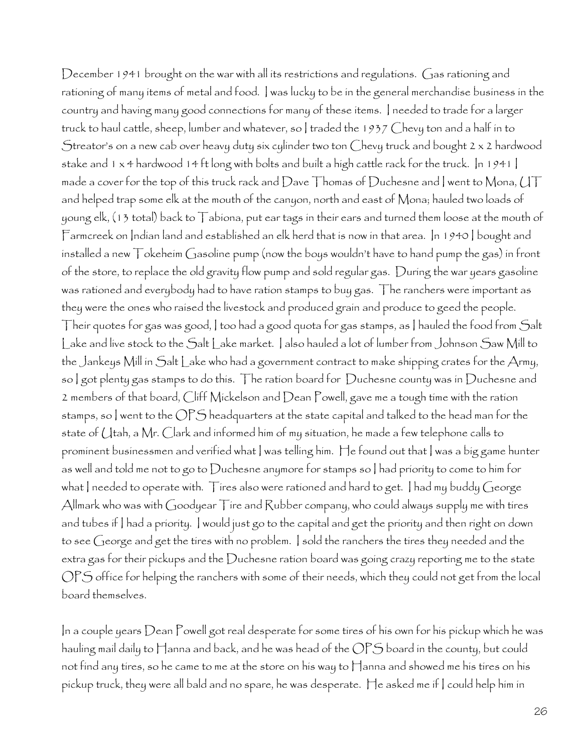December 1941 brought on the war with all its restrictions and regulations. Gas rationing and rationing of many items of metal and food. I was lucky to be in the general merchandise business in the country and having many good connections for many of these items. I needed to trade for a larger truck to haul cattle, sheep, lumber and whatever, so I traded the 1937 Chevy ton and a half in to Streator's on a new cab over heavy duty six cylinder two ton Chevy truck and bought 2 x 2 hardwood stake and 1 x 4 hardwood 14 ft long with bolts and built a high cattle rack for the truck. In 1941 I made a cover for the top of this truck rack and Dave Thomas of Duchesne and I went to Mona, UT and helped trap some elk at the mouth of the canyon, north and east of Mona; hauled two loads of young elk, (13 total) back to Tabiona, put ear tags in their ears and turned them loose at the mouth of Farmcreek on Indian land and established an elk herd that is now in that area. In 1940 I bought and installed a new Tokeheim Gasoline pump (now the boys wouldn't have to hand pump the gas) in front of the store, to replace the old gravity flow pump and sold regular gas. During the war years gasoline was rationed and everybody had to have ration stamps to buy gas. The ranchers were important as they were the ones who raised the livestock and produced grain and produce to geed the people. Their quotes for gas was good, I too had a good quota for gas stamps, as I hauled the food from Salt Lake and live stock to the Salt Lake market. I also hauled a lot of lumber from Johnson Saw Mill to the Jankeys Mill in Salt Lake who had a government contract to make shipping crates for the Army, so I got plenty gas stamps to do this. The ration board for Duchesne county was in Duchesne and 2 members of that board, Cliff Mickelson and Dean Powell, gave me a tough time with the ration stamps, so I went to the OPS headquarters at the state capital and talked to the head man for the state of Utah, a Mr. Clark and informed him of my situation, he made a few telephone calls to prominent businessmen and verified what I was telling him. He found out that I was a big game hunter as well and told me not to go to Duchesne anymore for stamps so I had priority to come to him for what I needed to operate with. Tires also were rationed and hard to get. I had my buddy George Allmark who was with Goodyear Tire and Rubber company, who could always supply me with tires and tubes if I had a priority. I would just go to the capital and get the priority and then right on down to see George and get the tires with no problem. I sold the ranchers the tires they needed and the extra gas for their pickups and the Duchesne ration board was going crazy reporting me to the state OPS office for helping the ranchers with some of their needs, which they could not get from the local board themselves.

In a couple years Dean Powell got real desperate for some tires of his own for his pickup which he was hauling mail daily to Hanna and back, and he was head of the OPS board in the county, but could not find any tires, so he came to me at the store on his way to Hanna and showed me his tires on his pickup truck, they were all bald and no spare, he was desperate. He asked me if I could help him in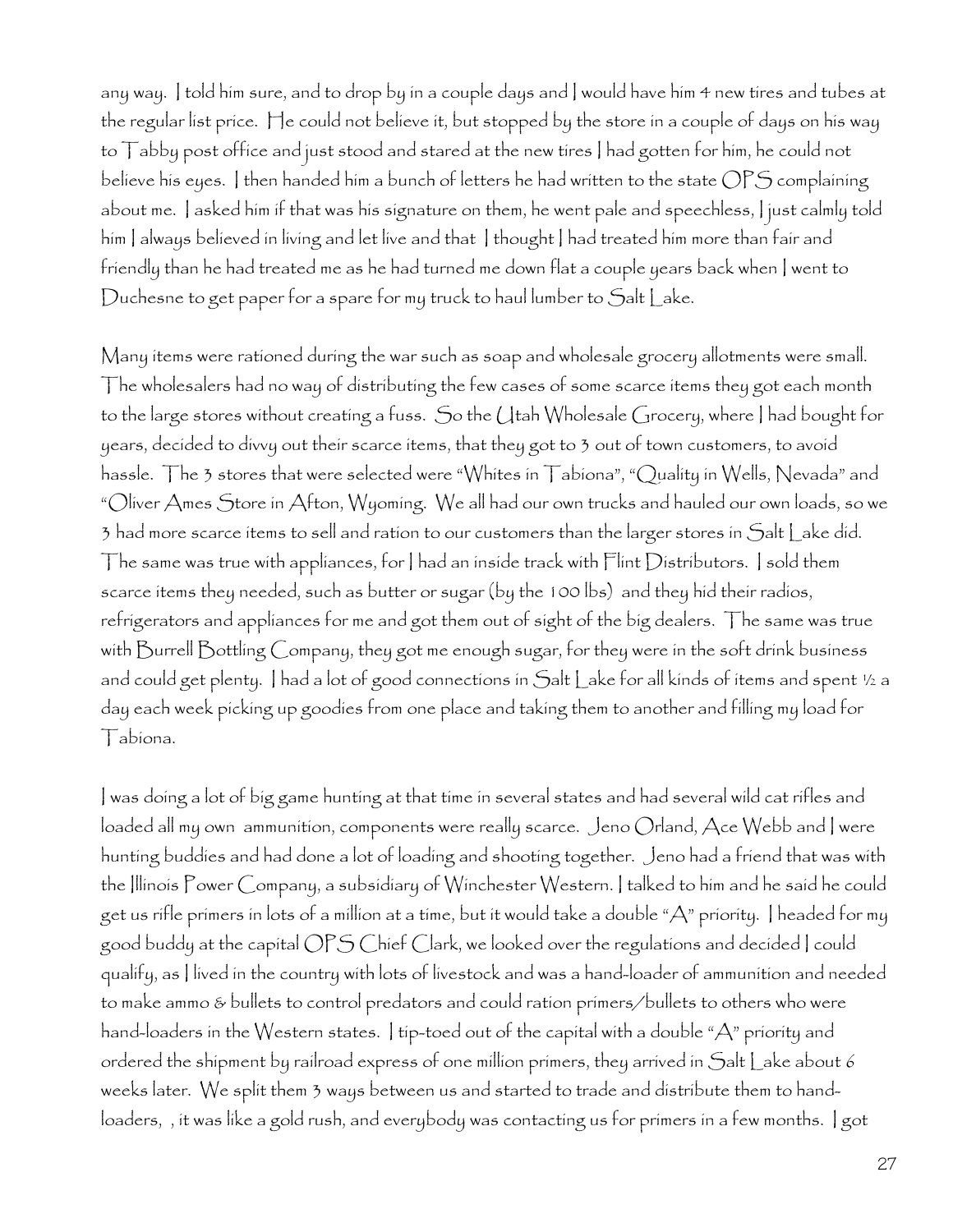any way. I told him sure, and to drop by in a couple days and I would have him 4 new tires and tubes at the regular list price. He could not believe it, but stopped by the store in a couple of days on his way to Tabby post office and just stood and stared at the new tires I had gotten for him, he could not believe his eyes. I then handed him a bunch of letters he had written to the state OPS complaining about me. I asked him if that was his signature on them, he went pale and speechless, I just calmly told him I always believed in living and let live and that I thought I had treated him more than fair and friendly than he had treated me as he had turned me down flat a couple years back when I went to Duchesne to get paper for a spare for my truck to haul lumber to Salt Lake.

Many items were rationed during the war such as soap and wholesale grocery allotments were small. The wholesalers had no way of distributing the few cases of some scarce items they got each month to the large stores without creating a fuss. So the Utah Wholesale Grocery, where I had bought for years, decided to divvy out their scarce items, that they got to 3 out of town customers, to avoid hassle. The 3 stores that were selected were "Whites in Tabiona", "Quality in Wells, Nevada" and "Oliver Ames Store in Afton, Wyoming. We all had our own trucks and hauled our own loads, so we 3 had more scarce items to sell and ration to our customers than the larger stores in Salt Lake did. The same was true with appliances, for I had an inside track with Flint Distributors. I sold them scarce items they needed, such as butter or sugar (by the 100 lbs) and they hid their radios, refrigerators and appliances for me and got them out of sight of the big dealers. The same was true with Burrell Bottling Company, they got me enough sugar, for they were in the soft drink business and could get plenty. I had a lot of good connections in Salt Lake for all kinds of items and spent ½ a day each week picking up goodies from one place and taking them to another and filling my load for Tabiona.

I was doing a lot of big game hunting at that time in several states and had several wild cat rifles and loaded all my own ammunition, components were really scarce. Jeno Orland, Ace Webb and I were hunting buddies and had done a lot of loading and shooting together. Jeno had a friend that was with the Illinois Power Company, a subsidiary of Winchester Western. I talked to him and he said he could get us rifle primers in lots of a million at a time, but it would take a double "A" priority. I headed for my good buddy at the capital OPS Chief Clark, we looked over the regulations and decided I could qualify, as I lived in the country with lots of livestock and was a hand-loader of ammunition and needed to make ammo & bullets to control predators and could ration primers/bullets to others who were hand-loaders in the Western states. I tip-toed out of the capital with a double "A" priority and ordered the shipment by railroad express of one million primers, they arrived in Salt Lake about 6 weeks later. We split them 3 ways between us and started to trade and distribute them to hand-loaders, , it was like a gold rush, and everybody was contacting us for primers in a few months. I got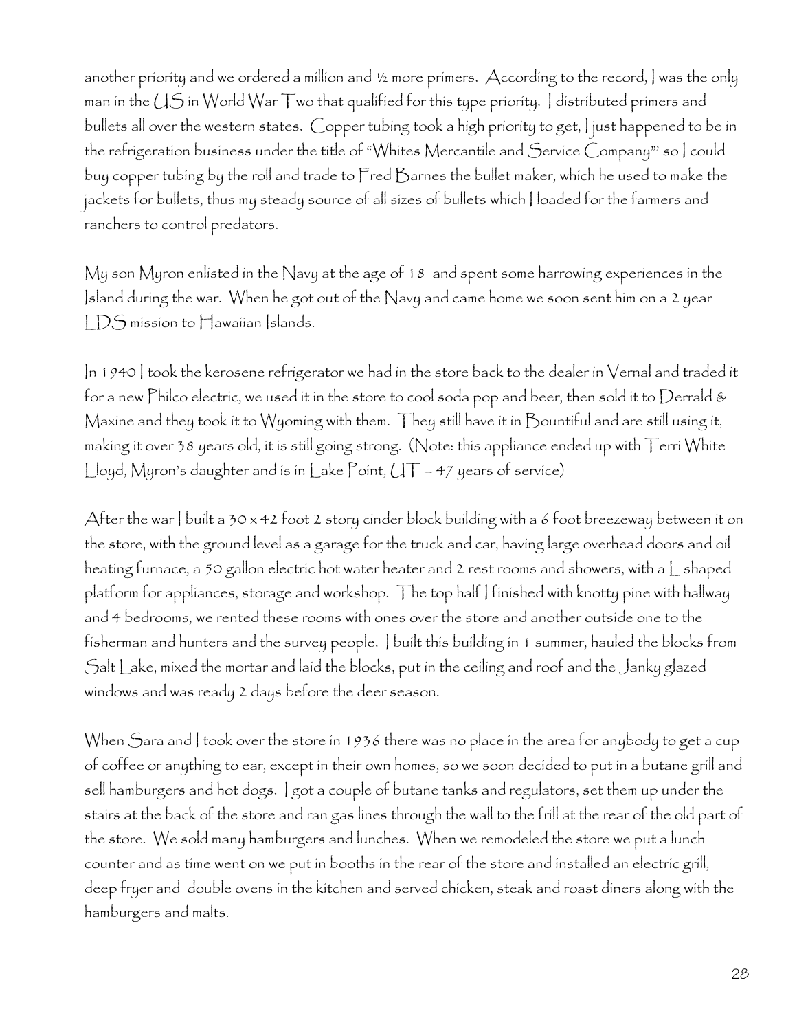another priority and we ordered a million and ½ more primers. According to the record, I was the only man in the US in World War Two that qualified for this type priority. I distributed primers and bullets all over the western states. Copper tubing took a high priority to get, I just happened to be in the refrigeration business under the title of "Whites Mercantile and Service Company"' so I could buy copper tubing by the roll and trade to Fred Barnes the bullet maker, which he used to make the jackets for bullets, thus my steady source of all sizes of bullets which I loaded for the farmers and ranchers to control predators.

My son Myron enlisted in the Navy at the age of 18 and spent some harrowing experiences in the Island during the war. When he got out of the Navy and came home we soon sent him on a 2 year LDS mission to Hawaiian Islands.

In 1940 I took the kerosene refrigerator we had in the store back to the dealer in Vernal and traded it for a new Philco electric, we used it in the store to cool soda pop and beer, then sold it to Derrald & Maxine and they took it to Wyoming with them. They still have it in Bountiful and are still using it, making it over 38 years old, it is still going strong. (Note: this appliance ended up with Terri White Lloyd, Myron's daughter and is in Lake Point, UT – 47 years of service)

After the war I built a 30 x 42 foot 2 story cinder block building with a 6 foot breezeway between it on the store, with the ground level as a garage for the truck and car, having large overhead doors and oil heating furnace, a 50 gallon electric hot water heater and 2 rest rooms and showers, with a L shaped platform for appliances, storage and workshop. The top half I finished with knotty pine with hallway and 4 bedrooms, we rented these rooms with ones over the store and another outside one to the fisherman and hunters and the survey people. I built this building in 1 summer, hauled the blocks from Salt Lake, mixed the mortar and laid the blocks, put in the ceiling and roof and the Janky glazed windows and was ready 2 days before the deer season.

When Sara and I took over the store in 1936 there was no place in the area for anybody to get a cup of coffee or anything to ear, except in their own homes, so we soon decided to put in a butane grill and sell hamburgers and hot dogs. I got a couple of butane tanks and regulators, set them up under the stairs at the back of the store and ran gas lines through the wall to the frill at the rear of the old part of the store. We sold many hamburgers and lunches. When we remodeled the store we put a lunch counter and as time went on we put in booths in the rear of the store and installed an electric grill, deep fryer and double ovens in the kitchen and served chicken, steak and roast diners along with the hamburgers and malts.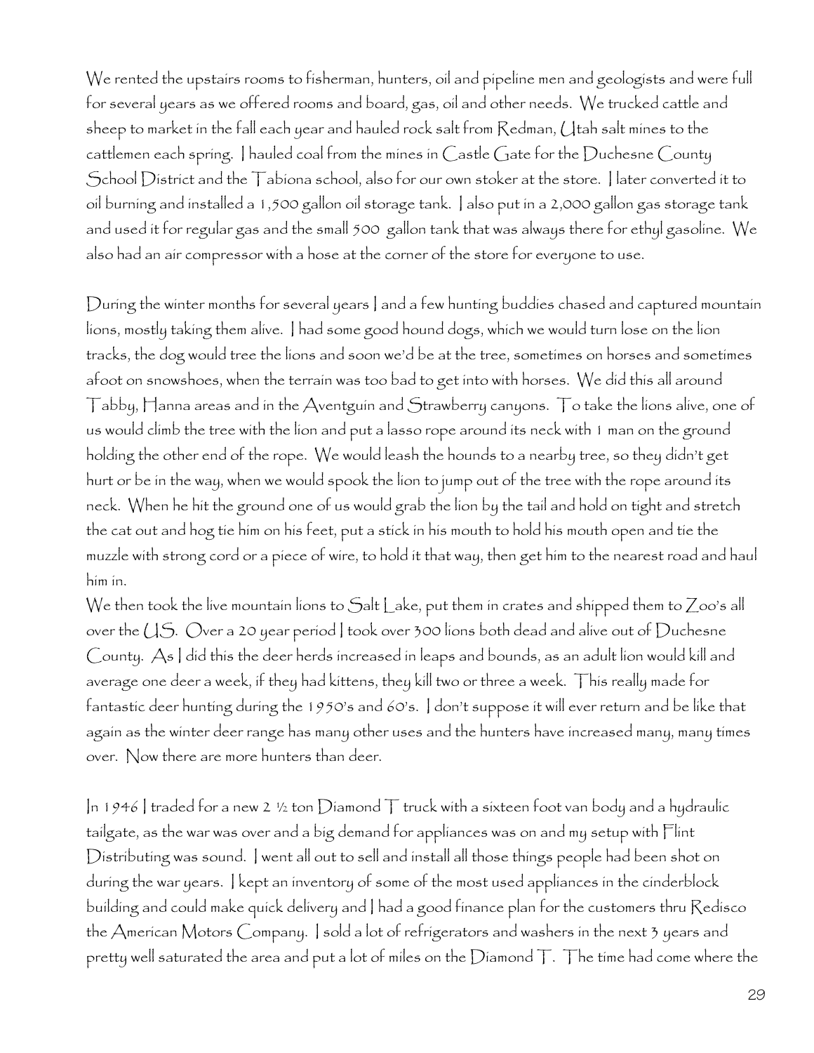We rented the upstairs rooms to fisherman, hunters, oil and pipeline men and geologists and were full for several years as we offered rooms and board, gas, oil and other needs. We trucked cattle and sheep to market in the fall each year and hauled rock salt from Redman, Utah salt mines to the cattlemen each spring. I hauled coal from the mines in Castle Gate for the Duchesne County School District and the Tabiona school, also for our own stoker at the store. I later converted it to oil burning and installed a 1,500 gallon oil storage tank. I also put in a 2,000 gallon gas storage tank and used it for regular gas and the small 500 gallon tank that was always there for ethyl gasoline. We also had an air compressor with a hose at the corner of the store for everyone to use.

During the winter months for several years I and a few hunting buddies chased and captured mountain lions, mostly taking them alive. I had some good hound dogs, which we would turn lose on the lion tracks, the dog would tree the lions and soon we'd be at the tree, sometimes on horses and sometimes afoot on snowshoes, when the terrain was too bad to get into with horses. We did this all around Tabby, Hanna areas and in the Aventguin and Strawberry canyons. To take the lions alive, one of us would climb the tree with the lion and put a lasso rope around its neck with 1 man on the ground holding the other end of the rope. We would leash the hounds to a nearby tree, so they didn't get hurt or be in the way, when we would spook the lion to jump out of the tree with the rope around its neck. When he hit the ground one of us would grab the lion by the tail and hold on tight and stretch the cat out and hog tie him on his feet, put a stick in his mouth to hold his mouth open and tie the muzzle with strong cord or a piece of wire, to hold it that way, then get him to the nearest road and haul him in.
We then took the live mountain lions to Salt Lake, put them in crates and shipped them to Zoo's all over the US. Over a 20 year period I took over 300 lions both dead and alive out of Duchesne County. As I did this the deer herds increased in leaps and bounds, as an adult lion would kill and average one deer a week, if they had kittens, they kill two or three a week. This really made for fantastic deer hunting during the 1950's and 60's. I don't suppose it will ever return and be like that again as the winter deer range has many other uses and the hunters have increased many, many times over. Now there are more hunters than deer.

In 1946 I traded for a new 2 ½ ton Diamond T truck with a sixteen foot van body and a hydraulic tailgate, as the war was over and a big demand for appliances was on and my setup with Flint Distributing was sound. I went all out to sell and install all those things people had been shot on during the war years. I kept an inventory of some of the most used appliances in the cinderblock building and could make quick delivery and I had a good finance plan for the customers thru Redisco the American Motors Company. I sold a lot of refrigerators and washers in the next 3 years and pretty well saturated the area and put a lot of miles on the Diamond T. The time had come where the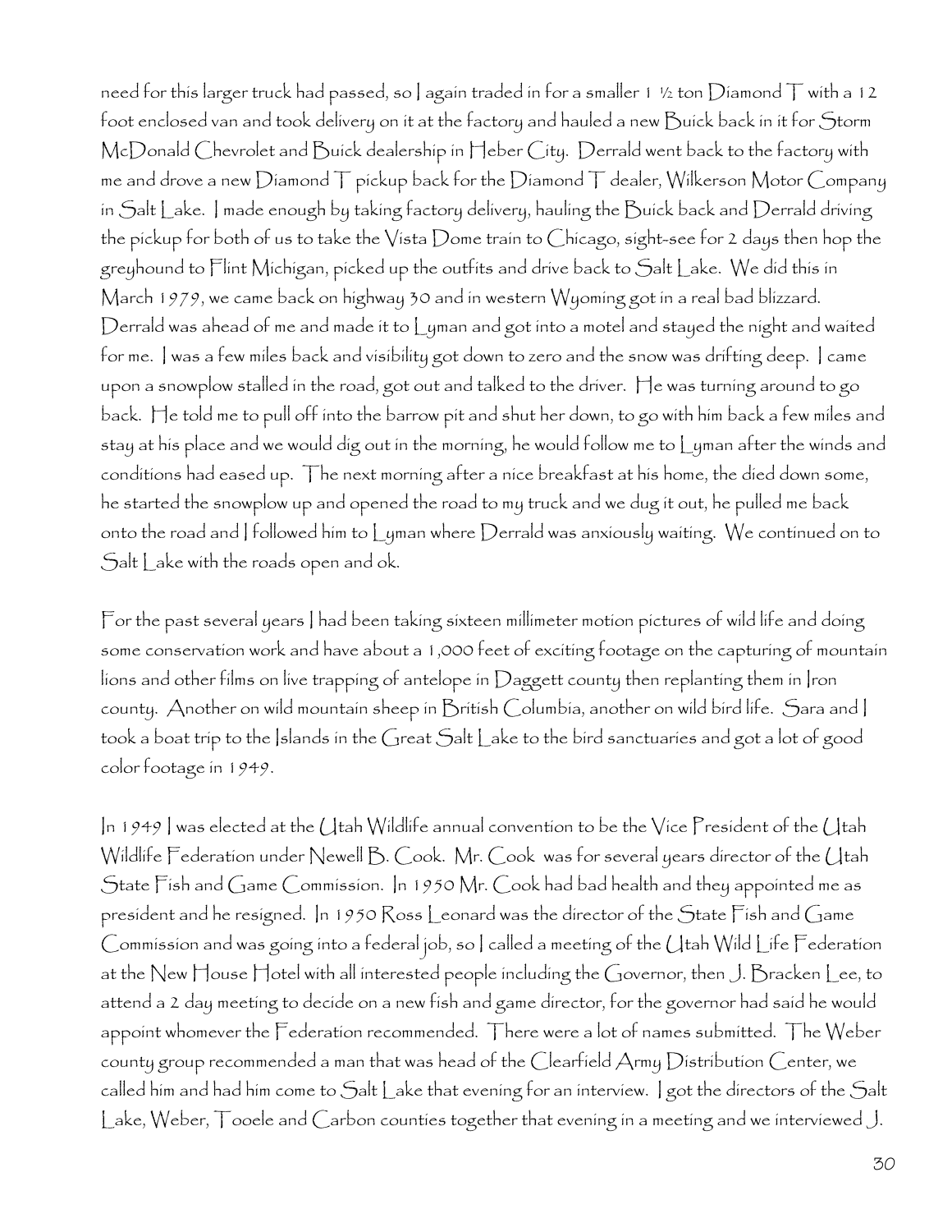need for this larger truck had passed, so I again traded in for a smaller 1 ½ ton Diamond T with a 12 foot enclosed van and took delivery on it at the factory and hauled a new Buick back in it for Storm McDonald Chevrolet and Buick dealership in Heber City. Derrald went back to the factory with me and drove a new Diamond T pickup back for the Diamond T dealer, Wilkerson Motor Company in Salt Lake. I made enough by taking factory delivery, hauling the Buick back and Derrald driving the pickup for both of us to take the Vista Dome train to Chicago, sight-see for 2 days then hop the greyhound to Flint Michigan, picked up the outfits and drive back to Salt Lake. We did this in March 1979, we came back on highway 30 and in western Wyoming got in a real bad blizzard. Derrald was ahead of me and made it to Lyman and got into a motel and stayed the night and waited for me. I was a few miles back and visibility got down to zero and the snow was drifting deep. I came upon a snowplow stalled in the road, got out and talked to the driver. He was turning around to go back. He told me to pull off into the barrow pit and shut her down, to go with him back a few miles and stay at his place and we would dig out in the morning, he would follow me to Lyman after the winds and conditions had eased up. The next morning after a nice breakfast at his home, the died down some, he started the snowplow up and opened the road to my truck and we dug it out, he pulled me back onto the road and I followed him to Lyman where Derrald was anxiously waiting. We continued on to Salt Lake with the roads open and ok.

For the past several years I had been taking sixteen millimeter motion pictures of wild life and doing some conservation work and have about a 1,000 feet of exciting footage on the capturing of mountain lions and other films on live trapping of antelope in Daggett county then replanting them in Iron county. Another on wild mountain sheep in British Columbia, another on wild bird life. Sara and I took a boat trip to the Islands in the Great Salt Lake to the bird sanctuaries and got a lot of good color footage in 1949.

In 1949 I was elected at the Utah Wildlife annual convention to be the Vice President of the Utah Wildlife Federation under Newell B. Cook. Mr. Cook was for several years director of the Utah State Fish and Game Commission. In 1950 Mr. Cook had bad health and they appointed me as president and he resigned. In 1950 Ross Leonard was the director of the State Fish and Game Commission and was going into a federal job, so I called a meeting of the Utah Wild Life Federation at the New House Hotel with all interested people including the Governor, then J. Bracken Lee, to attend a 2 day meeting to decide on a new fish and game director, for the governor had said he would appoint whomever the Federation recommended. There were a lot of names submitted. The Weber county group recommended a man that was head of the Clearfield Army Distribution Center, we called him and had him come to Salt Lake that evening for an interview. I got the directors of the Salt Lake, Weber, Tooele and Carbon counties together that evening in a meeting and we interviewed J.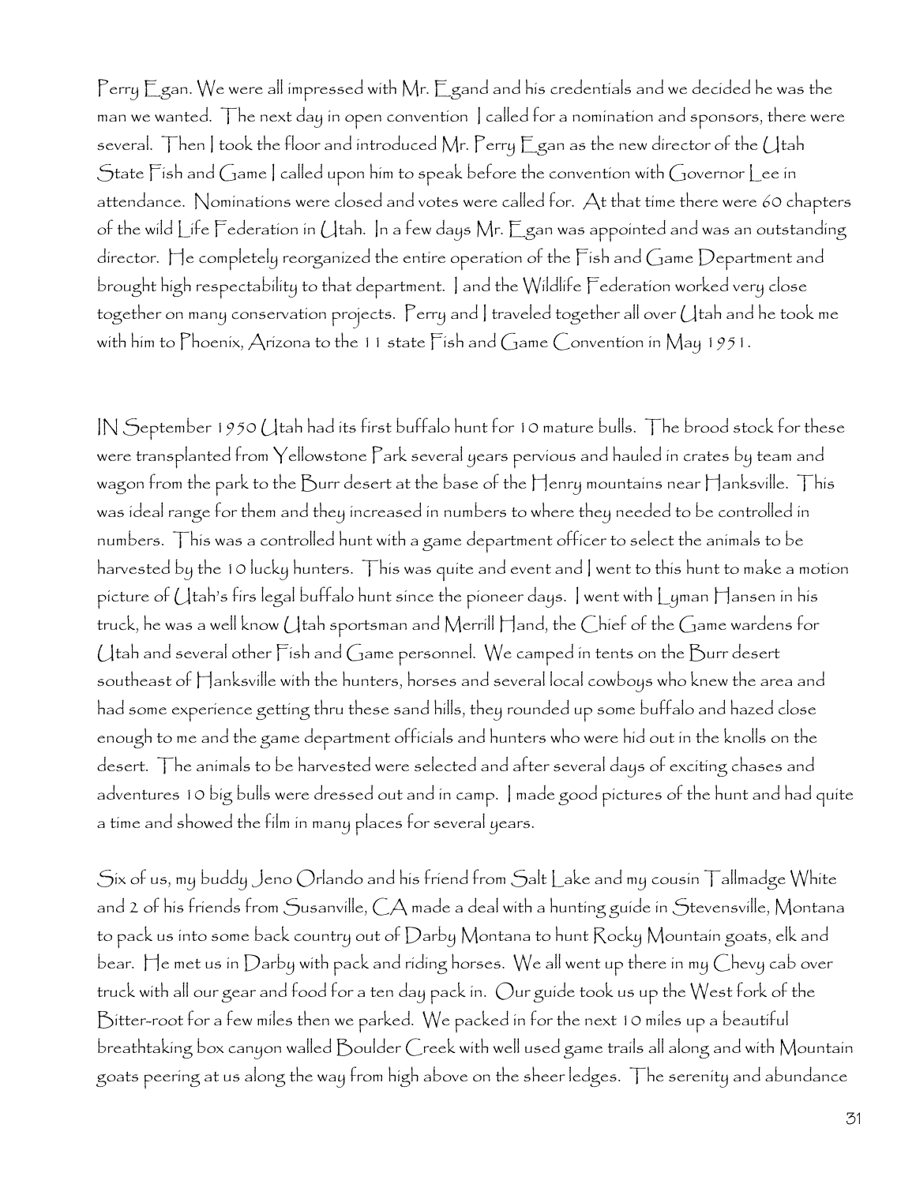Perry Egan. We were all impressed with Mr. Egand and his credentials and we decided he was the man we wanted. The next day in open convention I called for a nomination and sponsors, there were several. Then I took the floor and introduced Mr. Perry Egan as the new director of the Utah State Fish and Game I called upon him to speak before the convention with Governor Lee in attendance. Nominations were closed and votes were called for. At that time there were 60 chapters of the wild Life Federation in Utah. In a few days Mr. Egan was appointed and was an outstanding director. He completely reorganized the entire operation of the Fish and Game Department and brought high respectability to that department. I and the Wildlife Federation worked very close together on many conservation projects. Perry and I traveled together all over Utah and he took me with him to Phoenix, Arizona to the 11 state Fish and Game Convention in May 1951.

IN September 1950 Utah had its first buffalo hunt for 10 mature bulls. The brood stock for these were transplanted from Yellowstone Park several years pervious and hauled in crates by team and wagon from the park to the Burr desert at the base of the Henry mountains near Hanksville. This was ideal range for them and they increased in numbers to where they needed to be controlled in numbers. This was a controlled hunt with a game department officer to select the animals to be harvested by the 10 lucky hunters. This was quite and event and I went to this hunt to make a motion picture of Utah's firs legal buffalo hunt since the pioneer days. I went with Lyman Hansen in his truck, he was a well know Utah sportsman and Merrill Hand, the Chief of the Game wardens for Utah and several other Fish and Game personnel. We camped in tents on the Burr desert southeast of Hanksville with the hunters, horses and several local cowboys who knew the area and had some experience getting thru these sand hills, they rounded up some buffalo and hazed close enough to me and the game department officials and hunters who were hid out in the knolls on the desert. The animals to be harvested were selected and after several days of exciting chases and adventures 10 big bulls were dressed out and in camp. I made good pictures of the hunt and had quite a time and showed the film in many places for several years.

Six of us, my buddy Jeno Orlando and his friend from Salt Lake and my cousin Tallmadge White and 2 of his friends from Susanville, CA made a deal with a hunting guide in Stevensville, Montana to pack us into some back country out of Darby Montana to hunt Rocky Mountain goats, elk and bear. He met us in Darby with pack and riding horses. We all went up there in my Chevy cab over truck with all our gear and food for a ten day pack in. Our guide took us up the West fork of the Bitter-root for a few miles then we parked. We packed in for the next 10 miles up a beautiful breathtaking box canyon walled Boulder Creek with well used game trails all along and with Mountain goats peering at us along the way from high above on the sheer ledges. The serenity and abundance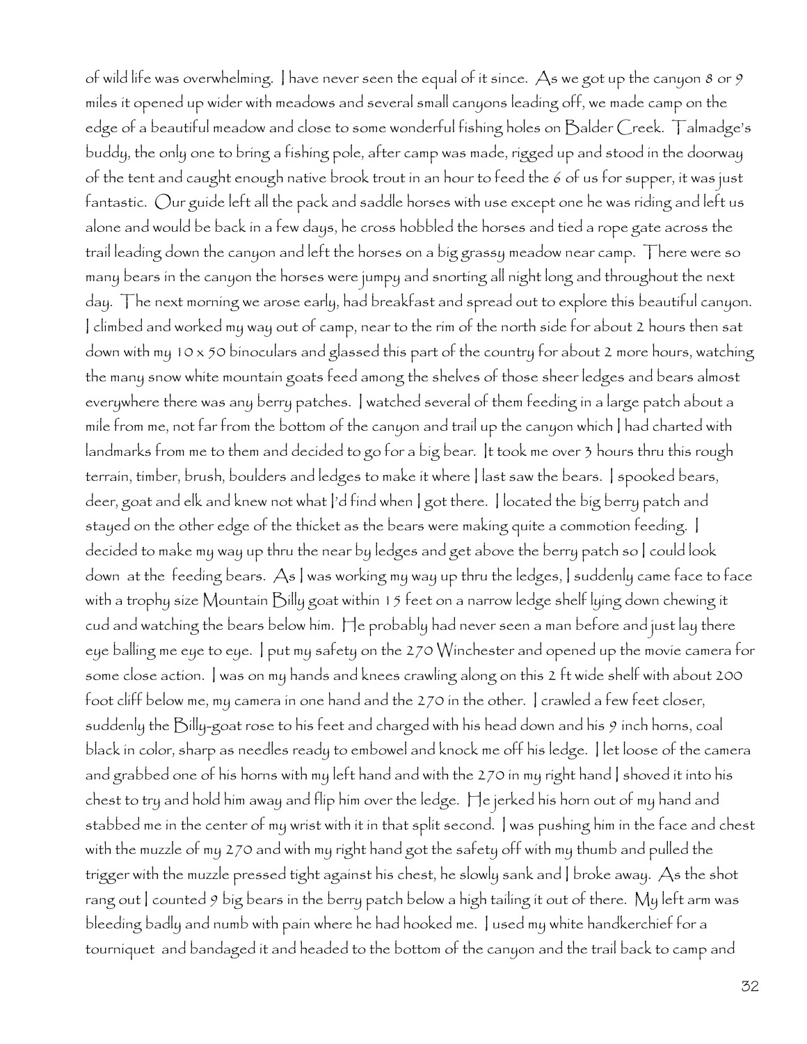of wild life was overwhelming. I have never seen the equal of it since. As we got up the canyon 8 or 9 miles it opened up wider with meadows and several small canyons leading off, we made camp on the edge of a beautiful meadow and close to some wonderful fishing holes on Balder Creek. Talmadge's buddy, the only one to bring a fishing pole, after camp was made, rigged up and stood in the doorway of the tent and caught enough native brook trout in an hour to feed the 6 of us for supper, it was just fantastic. Our guide left all the pack and saddle horses with use except one he was riding and left us alone and would be back in a few days, he cross hobbled the horses and tied a rope gate across the trail leading down the canyon and left the horses on a big grassy meadow near camp. There were so many bears in the canyon the horses were jumpy and snorting all night long and throughout the next day. The next morning we arose early, had breakfast and spread out to explore this beautiful canyon. I climbed and worked my way out of camp, near to the rim of the north side for about 2 hours then sat down with my 10 x 50 binoculars and glassed this part of the country for about 2 more hours, watching the many snow white mountain goats feed among the shelves of those sheer ledges and bears almost everywhere there was any berry patches. I watched several of them feeding in a large patch about a mile from me, not far from the bottom of the canyon and trail up the canyon which I had charted with landmarks from me to them and decided to go for a big bear. It took me over 3 hours thru this rough terrain, timber, brush, boulders and ledges to make it where I last saw the bears. I spooked bears, deer, goat and elk and knew not what I'd find when I got there. I located the big berry patch and stayed on the other edge of the thicket as the bears were making quite a commotion feeding. I decided to make my way up thru the near by ledges and get above the berry patch so I could look down at the feeding bears. As I was working my way up thru the ledges, I suddenly came face to face with a trophy size Mountain Billy goat within 15 feet on a narrow ledge shelf lying down chewing it cud and watching the bears below him. He probably had never seen a man before and just lay there eye balling me eye to eye. I put my safety on the 270 Winchester and opened up the movie camera for some close action. I was on my hands and knees crawling along on this 2 ft wide shelf with about 200 foot cliff below me, my camera in one hand and the 270 in the other. I crawled a few feet closer, suddenly the Billy-goat rose to his feet and charged with his head down and his 9 inch horns, coal black in color, sharp as needles ready to embowel and knock me off his ledge. I let loose of the camera and grabbed one of his horns with my left hand and with the 270 in my right hand I shoved it into his chest to try and hold him away and flip him over the ledge. He jerked his horn out of my hand and stabbed me in the center of my wrist with it in that split second. I was pushing him in the face and chest with the muzzle of my 270 and with my right hand got the safety off with my thumb and pulled the trigger with the muzzle pressed tight against his chest, he slowly sank and I broke away. As the shot rang out I counted 9 big bears in the berry patch below a high tailing it out of there. My left arm was bleeding badly and numb with pain where he had hooked me. I used my white handkerchief for a tourniquet and bandaged it and headed to the bottom of the canyon and the trail back to camp and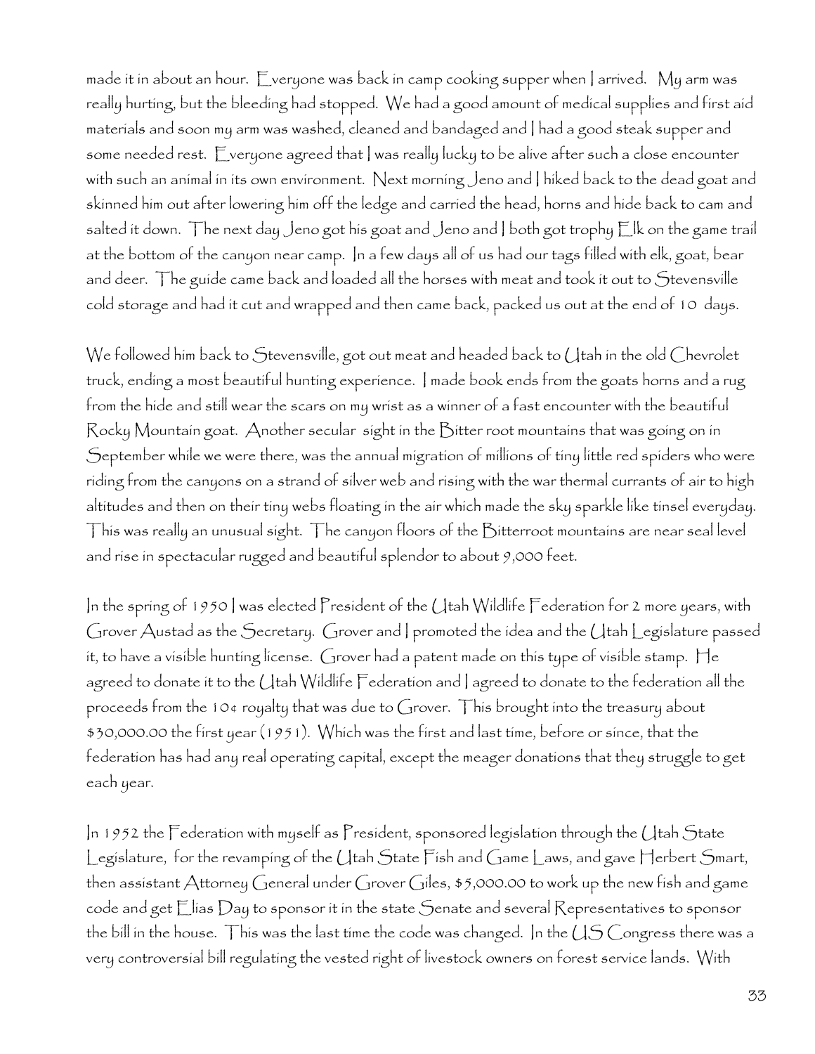made it in about an hour. Everyone was back in camp cooking supper when I arrived. My arm was really hurting, but the bleeding had stopped. We had a good amount of medical supplies and first aid materials and soon my arm was washed, cleaned and bandaged and I had a good steak supper and some needed rest. Everyone agreed that I was really lucky to be alive after such a close encounter with such an animal in its own environment. Next morning Jeno and I hiked back to the dead goat and skinned him out after lowering him off the ledge and carried the head, horns and hide back to cam and salted it down. The next day Jeno got his goat and Jeno and I both got trophy Elk on the game trail at the bottom of the canyon near camp. In a few days all of us had our tags filled with elk, goat, bear and deer. The guide came back and loaded all the horses with meat and took it out to Stevensville cold storage and had it cut and wrapped and then came back, packed us out at the end of 10 days.

We followed him back to Stevensville, got out meat and headed back to Utah in the old Chevrolet truck, ending a most beautiful hunting experience. I made book ends from the goats horns and a rug from the hide and still wear the scars on my wrist as a winner of a fast encounter with the beautiful Rocky Mountain goat. Another secular sight in the Bitter root mountains that was going on in September while we were there, was the annual migration of millions of tiny little red spiders who were riding from the canyons on a strand of silver web and rising with the war thermal currants of air to high altitudes and then on their tiny webs floating in the air which made the sky sparkle like tinsel everyday. This was really an unusual sight. The canyon floors of the Bitterroot mountains are near seal level and rise in spectacular rugged and beautiful splendor to about 9,000 feet.

In the spring of 1950 I was elected President of the Utah Wildlife Federation for 2 more years, with Grover Austad as the Secretary. Grover and I promoted the idea and the Utah Legislature passed it, to have a visible hunting license. Grover had a patent made on this type of visible stamp. He agreed to donate it to the Utah Wildlife Federation and I agreed to donate to the federation all the proceeds from the 10¢ royalty that was due to Grover. This brought into the treasury about $30,000.00 the first year (1951). Which was the first and last time, before or since, that the federation has had any real operating capital, except the meager donations that they struggle to get each year.

In 1952 the Federation with myself as President, sponsored legislation through the Utah State Legislature, for the revamping of the Utah State Fish and Game Laws, and gave Herbert Smart, then assistant Attorney General under Grover Giles, $5,000.00 to work up the new fish and game code and get Elias Day to sponsor it in the state Senate and several Representatives to sponsor the bill in the house. This was the last time the code was changed. In the US Congress there was a very controversial bill regulating the vested right of livestock owners on forest service lands. With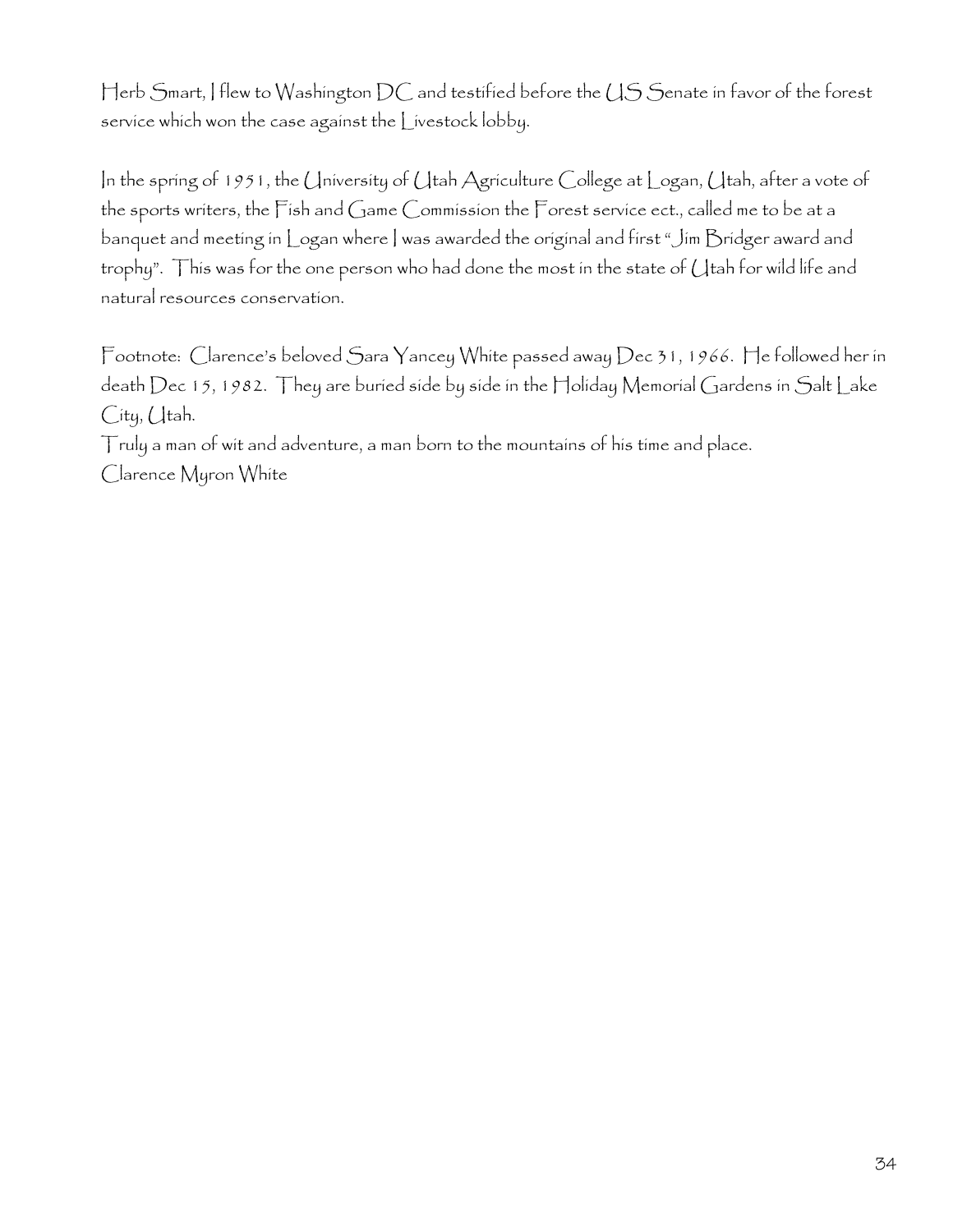Herb Smart, I flew to Washington DC and testified before the US Senate in favor of the forest service which won the case against the Livestock lobby.

In the spring of 1951, the University of Utah Agriculture College at Logan, Utah, after a vote of the sports writers, the Fish and Game Commission the Forest service ect., called me to be at a banquet and meeting in Logan where I was awarded the original and first "Jim Bridger award and trophy". This was for the one person who had done the most in the state of Utah for wild life and natural resources conservation.

Footnote: Clarence's beloved Sara Yancey White passed away Dec 31, 1966. He followed her in death Dec 15, 1982. They are buried side by side in the Holiday Memorial Gardens in Salt Lake City, Utah.

Truly a man of wit and adventure, a man born to the mountains of his time and place.

Clarence Myron White